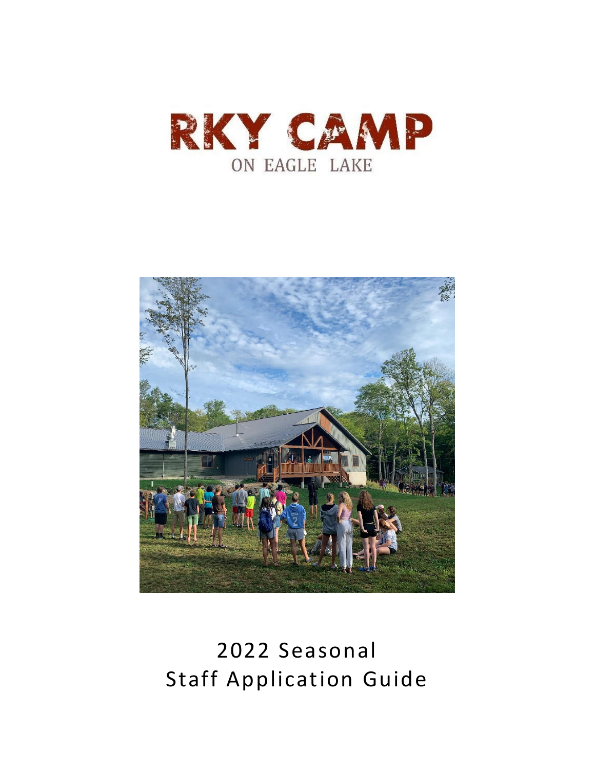# RKY CAMP

ON EAGLE LAKE

2022 Seasonal
Staff Application Guide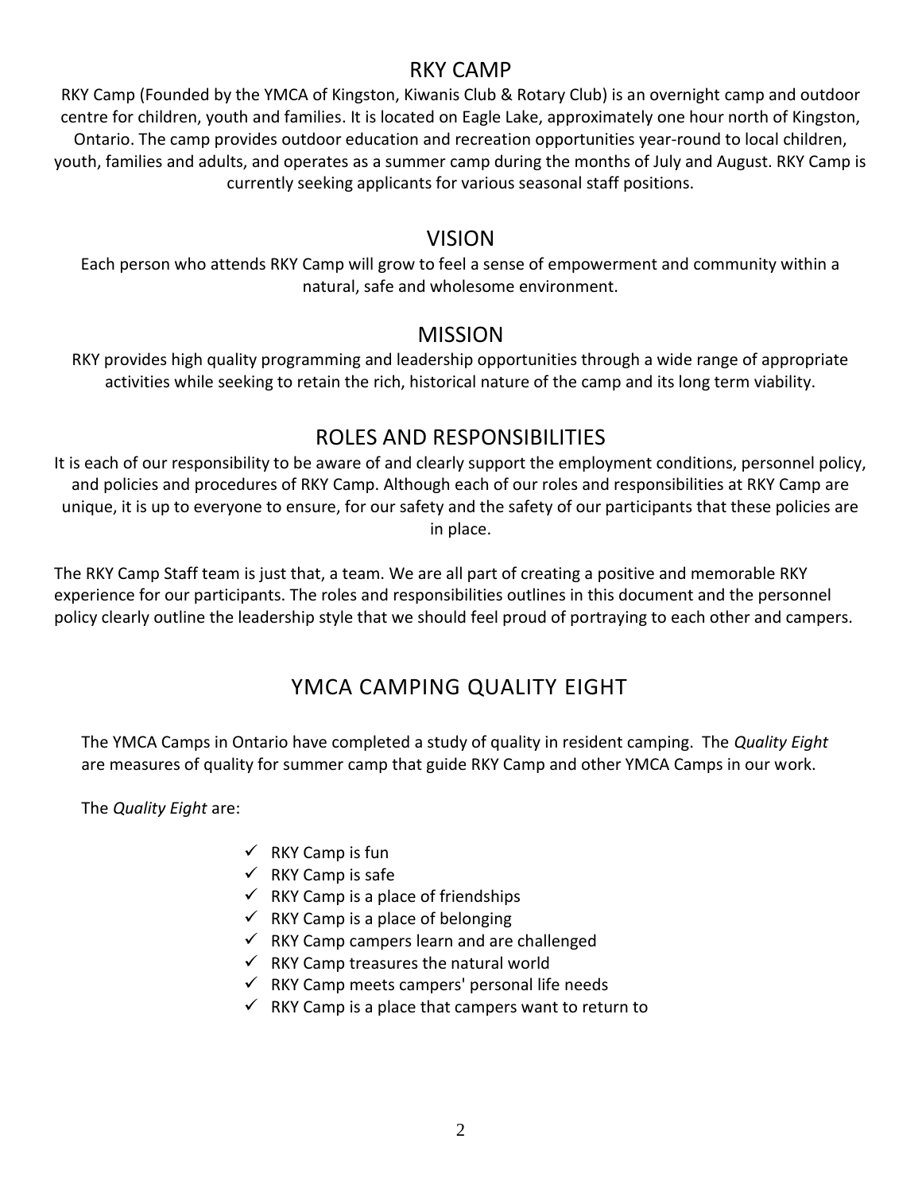## RKY CAMP

RKY Camp (Founded by the YMCA of Kingston, Kiwanis Club & Rotary Club) is an overnight camp and outdoor centre for children, youth and families. It is located on Eagle Lake, approximately one hour north of Kingston, Ontario. The camp provides outdoor education and recreation opportunities year-round to local children, youth, families and adults, and operates as a summer camp during the months of July and August. RKY Camp is currently seeking applicants for various seasonal staff positions.

## VISION

Each person who attends RKY Camp will grow to feel a sense of empowerment and community within a natural, safe and wholesome environment.

## MISSION

RKY provides high quality programming and leadership opportunities through a wide range of appropriate activities while seeking to retain the rich, historical nature of the camp and its long term viability.

## ROLES AND RESPONSIBILITIES

It is each of our responsibility to be aware of and clearly support the employment conditions, personnel policy, and policies and procedures of RKY Camp. Although each of our roles and responsibilities at RKY Camp are unique, it is up to everyone to ensure, for our safety and the safety of our participants that these policies are in place.

The RKY Camp Staff team is just that, a team. We are all part of creating a positive and memorable RKY experience for our participants. The roles and responsibilities outlines in this document and the personnel policy clearly outline the leadership style that we should feel proud of portraying to each other and campers.

## YMCA CAMPING QUALITY EIGHT

The YMCA Camps in Ontario have completed a study of quality in resident camping. The *Quality Eight* are measures of quality for summer camp that guide RKY Camp and other YMCA Camps in our work.

The *Quality Eight* are:

- ✓ RKY Camp is fun
- ✓ RKY Camp is safe
- ✓ RKY Camp is a place of friendships
- ✓ RKY Camp is a place of belonging
- ✓ RKY Camp campers learn and are challenged
- ✓ RKY Camp treasures the natural world
- ✓ RKY Camp meets campers' personal life needs
- ✓ RKY Camp is a place that campers want to return to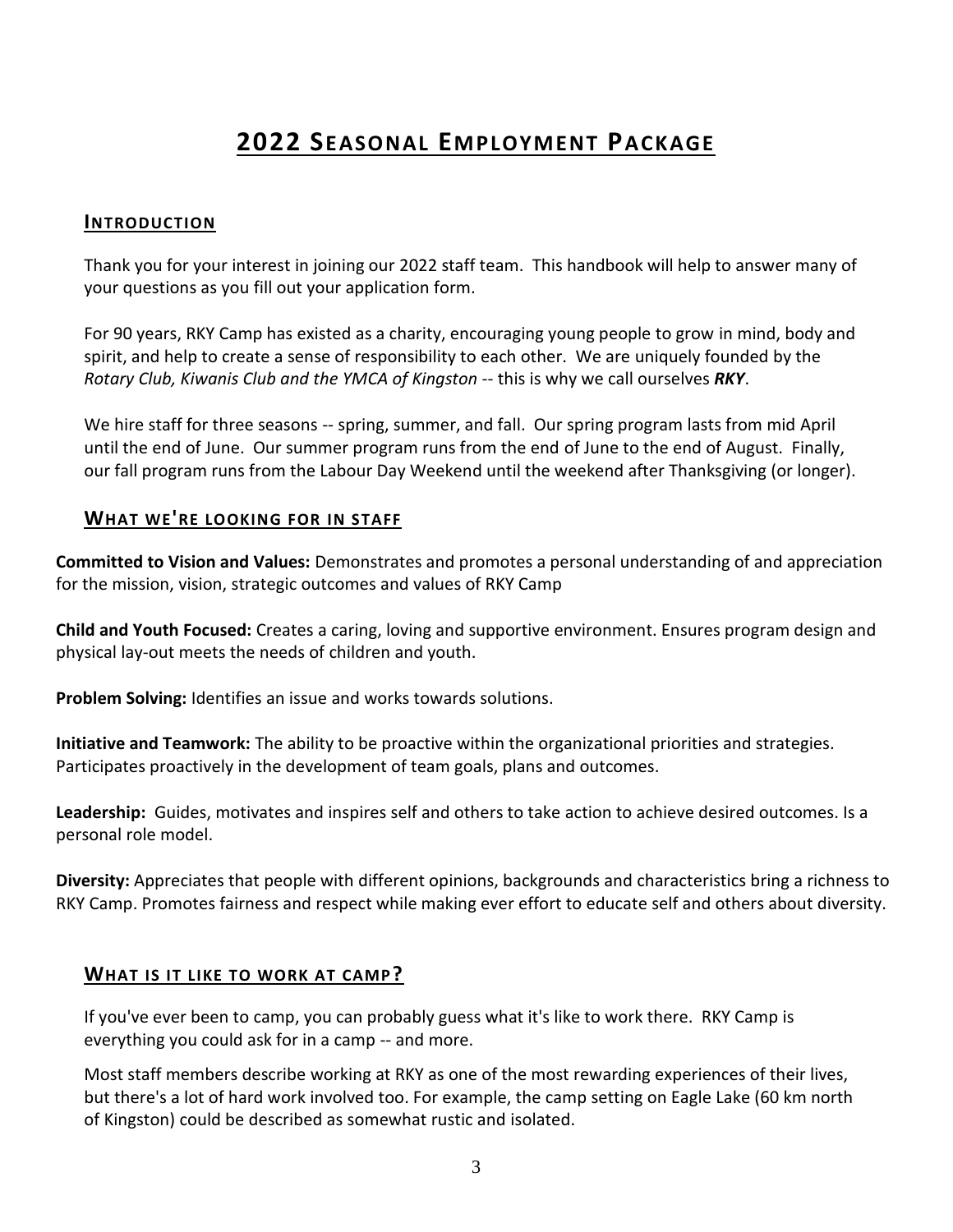# 2022 Seasonal Employment Package

## Introduction

Thank you for your interest in joining our 2022 staff team. This handbook will help to answer many of your questions as you fill out your application form.

For 90 years, RKY Camp has existed as a charity, encouraging young people to grow in mind, body and spirit, and help to create a sense of responsibility to each other. We are uniquely founded by the *Rotary Club, Kiwanis Club and the YMCA of Kingston* -- this is why we call ourselves ***RKY***.

We hire staff for three seasons -- spring, summer, and fall. Our spring program lasts from mid April until the end of June. Our summer program runs from the end of June to the end of August. Finally, our fall program runs from the Labour Day Weekend until the weekend after Thanksgiving (or longer).

## What we're looking for in staff

**Committed to Vision and Values:** Demonstrates and promotes a personal understanding of and appreciation for the mission, vision, strategic outcomes and values of RKY Camp

**Child and Youth Focused:** Creates a caring, loving and supportive environment. Ensures program design and physical lay-out meets the needs of children and youth.

**Problem Solving:** Identifies an issue and works towards solutions.

**Initiative and Teamwork:** The ability to be proactive within the organizational priorities and strategies. Participates proactively in the development of team goals, plans and outcomes.

**Leadership:** Guides, motivates and inspires self and others to take action to achieve desired outcomes. Is a personal role model.

**Diversity:** Appreciates that people with different opinions, backgrounds and characteristics bring a richness to RKY Camp. Promotes fairness and respect while making ever effort to educate self and others about diversity.

## What is it like to work at camp?

If you've ever been to camp, you can probably guess what it's like to work there. RKY Camp is everything you could ask for in a camp -- and more.

Most staff members describe working at RKY as one of the most rewarding experiences of their lives, but there's a lot of hard work involved too. For example, the camp setting on Eagle Lake (60 km north of Kingston) could be described as somewhat rustic and isolated.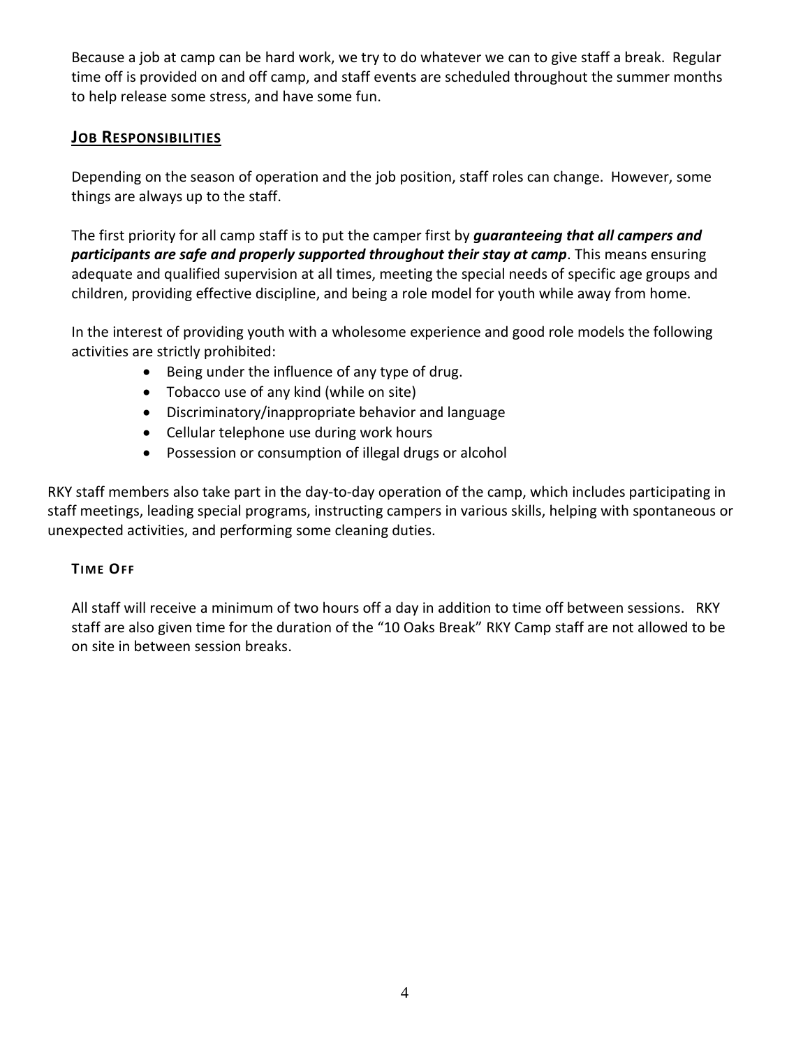Because a job at camp can be hard work, we try to do whatever we can to give staff a break. Regular time off is provided on and off camp, and staff events are scheduled throughout the summer months to help release some stress, and have some fun.

## JOB RESPONSIBILITIES

Depending on the season of operation and the job position, staff roles can change. However, some things are always up to the staff.

The first priority for all camp staff is to put the camper first by ***guaranteeing that all campers and participants are safe and properly supported throughout their stay at camp***. This means ensuring adequate and qualified supervision at all times, meeting the special needs of specific age groups and children, providing effective discipline, and being a role model for youth while away from home.

In the interest of providing youth with a wholesome experience and good role models the following activities are strictly prohibited:

- Being under the influence of any type of drug.
- Tobacco use of any kind (while on site)
- Discriminatory/inappropriate behavior and language
- Cellular telephone use during work hours
- Possession or consumption of illegal drugs or alcohol

RKY staff members also take part in the day-to-day operation of the camp, which includes participating in staff meetings, leading special programs, instructing campers in various skills, helping with spontaneous or unexpected activities, and performing some cleaning duties.

### TIME OFF

All staff will receive a minimum of two hours off a day in addition to time off between sessions. RKY staff are also given time for the duration of the "10 Oaks Break" RKY Camp staff are not allowed to be on site in between session breaks.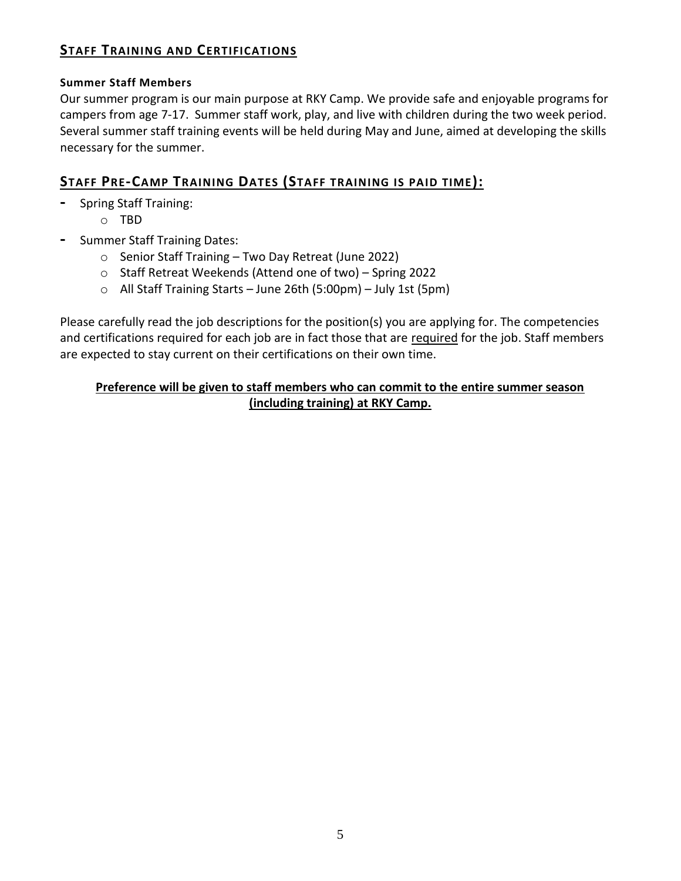## STAFF TRAINING AND CERTIFICATIONS

**Summer Staff Members**

Our summer program is our main purpose at RKY Camp. We provide safe and enjoyable programs for campers from age 7-17. Summer staff work, play, and live with children during the two week period. Several summer staff training events will be held during May and June, aimed at developing the skills necessary for the summer.

## STAFF PRE-CAMP TRAINING DATES (STAFF TRAINING IS PAID TIME):

- Spring Staff Training:
  - TBD
- Summer Staff Training Dates:
  - Senior Staff Training – Two Day Retreat (June 2022)
  - Staff Retreat Weekends (Attend one of two) – Spring 2022
  - All Staff Training Starts – June 26th (5:00pm) – July 1st (5pm)

Please carefully read the job descriptions for the position(s) you are applying for. The competencies and certifications required for each job are in fact those that are required for the job. Staff members are expected to stay current on their certifications on their own time.

**Preference will be given to staff members who can commit to the entire summer season (including training) at RKY Camp.**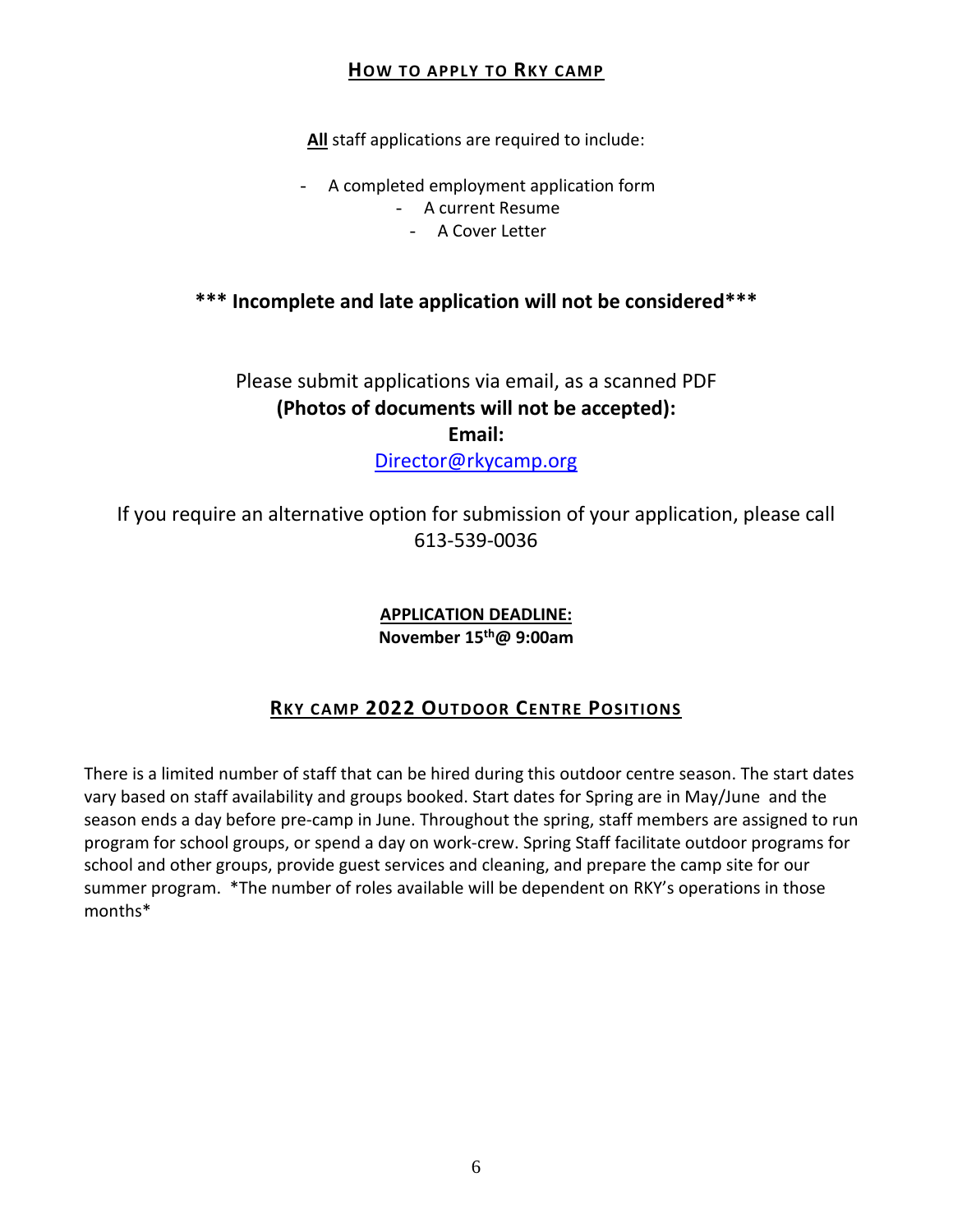## How to apply to Rky camp

**All** staff applications are required to include:

- A completed employment application form
- A current Resume
- A Cover Letter

**\*\*\* Incomplete and late application will not be considered\*\*\***

Please submit applications via email, as a scanned PDF
**(Photos of documents will not be accepted):**
**Email:**
Director@rkycamp.org

If you require an alternative option for submission of your application, please call 613-539-0036

**APPLICATION DEADLINE:**
**November 15th@ 9:00am**

## Rky camp 2022 Outdoor Centre Positions

There is a limited number of staff that can be hired during this outdoor centre season. The start dates vary based on staff availability and groups booked. Start dates for Spring are in May/June and the season ends a day before pre-camp in June. Throughout the spring, staff members are assigned to run program for school groups, or spend a day on work-crew. Spring Staff facilitate outdoor programs for school and other groups, provide guest services and cleaning, and prepare the camp site for our summer program. *The number of roles available will be dependent on RKY's operations in those months*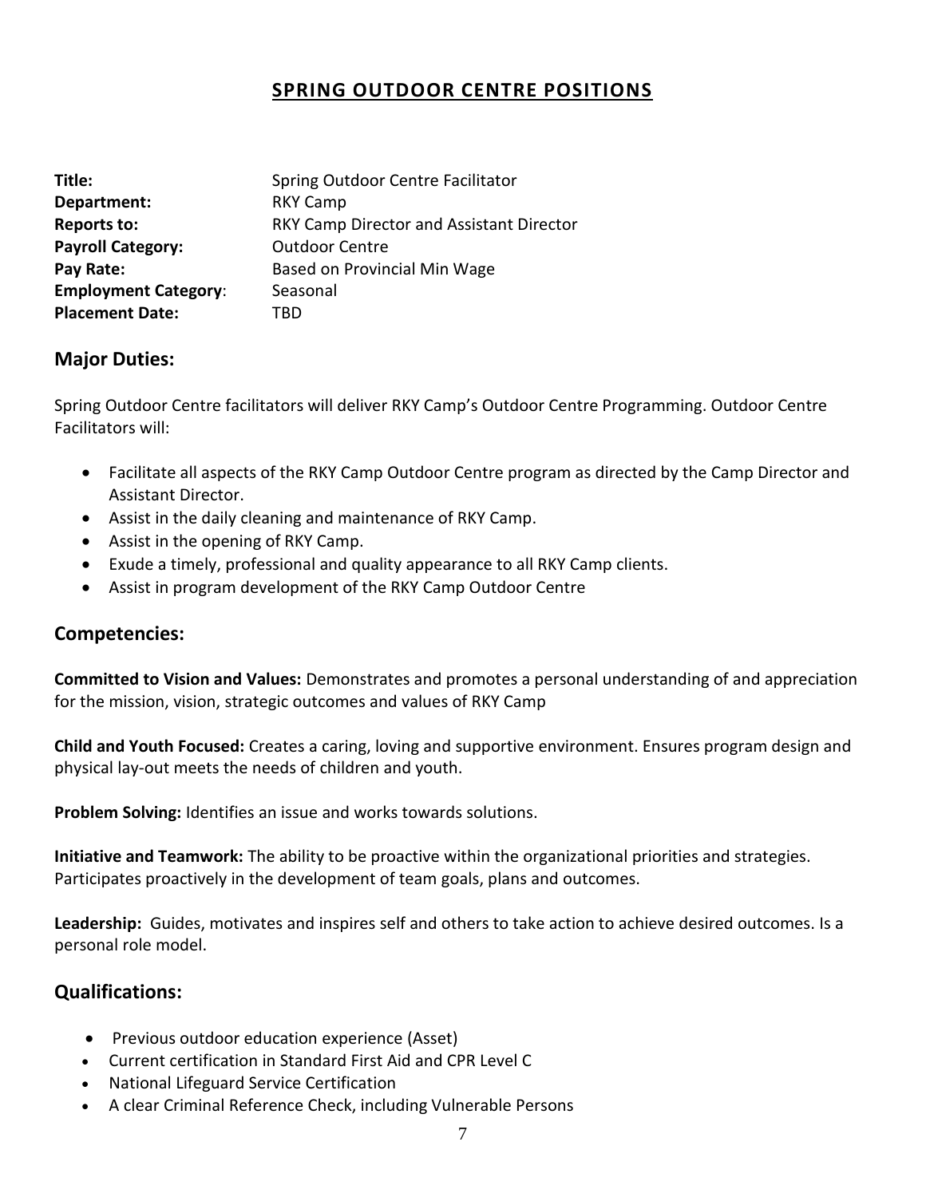# SPRING OUTDOOR CENTRE POSITIONS

**Title:** Spring Outdoor Centre Facilitator
**Department:** RKY Camp
**Reports to:** RKY Camp Director and Assistant Director
**Payroll Category:** Outdoor Centre
**Pay Rate:** Based on Provincial Min Wage
**Employment Category**: Seasonal
**Placement Date:** TBD

## Major Duties:

Spring Outdoor Centre facilitators will deliver RKY Camp's Outdoor Centre Programming. Outdoor Centre Facilitators will:

- Facilitate all aspects of the RKY Camp Outdoor Centre program as directed by the Camp Director and Assistant Director.
- Assist in the daily cleaning and maintenance of RKY Camp.
- Assist in the opening of RKY Camp.
- Exude a timely, professional and quality appearance to all RKY Camp clients.
- Assist in program development of the RKY Camp Outdoor Centre

## Competencies:

**Committed to Vision and Values:** Demonstrates and promotes a personal understanding of and appreciation for the mission, vision, strategic outcomes and values of RKY Camp

**Child and Youth Focused:** Creates a caring, loving and supportive environment. Ensures program design and physical lay-out meets the needs of children and youth.

**Problem Solving:** Identifies an issue and works towards solutions.

**Initiative and Teamwork:** The ability to be proactive within the organizational priorities and strategies. Participates proactively in the development of team goals, plans and outcomes.

**Leadership:** Guides, motivates and inspires self and others to take action to achieve desired outcomes. Is a personal role model.

## Qualifications:

- Previous outdoor education experience (Asset)
- Current certification in Standard First Aid and CPR Level C
- National Lifeguard Service Certification
- A clear Criminal Reference Check, including Vulnerable Persons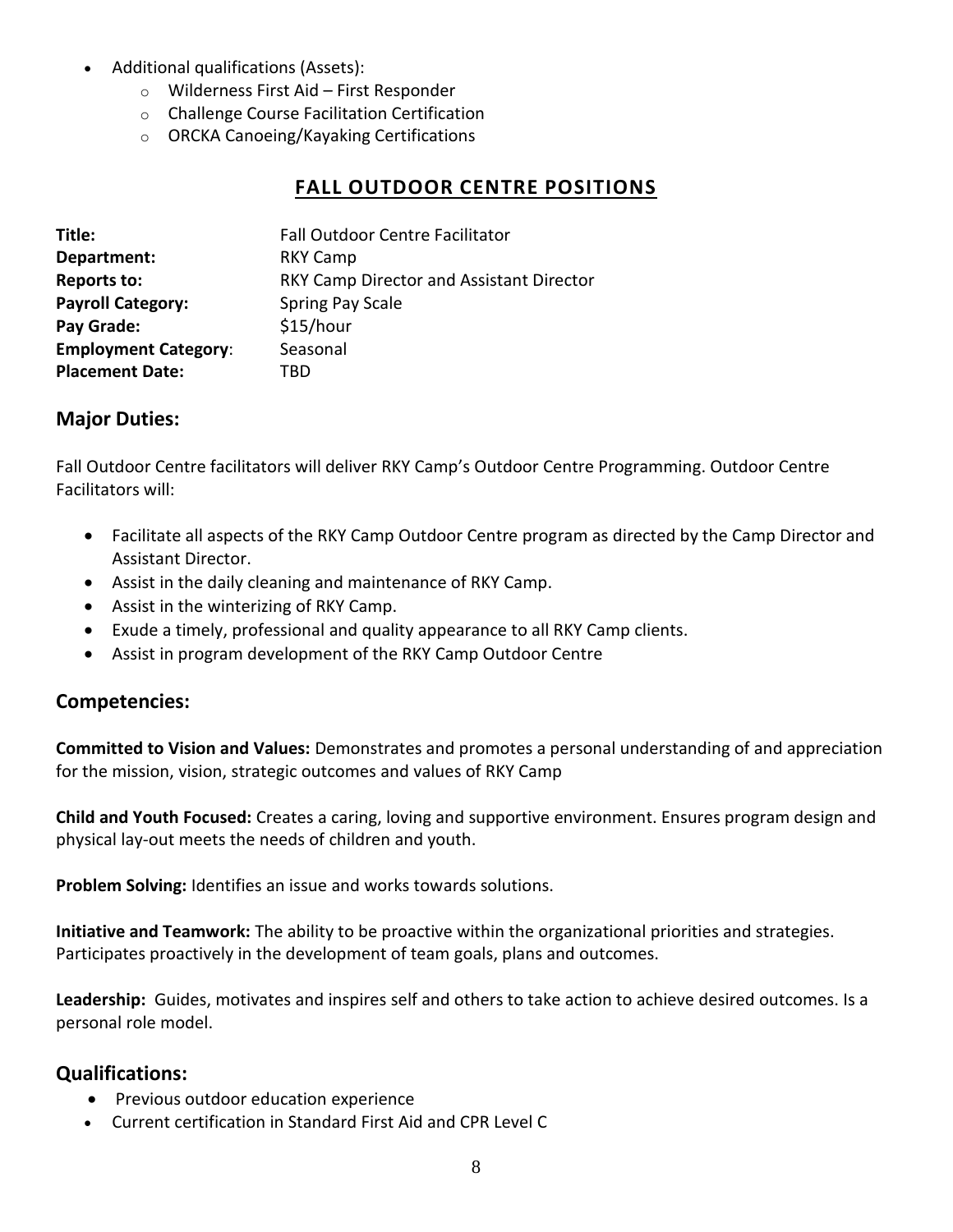- Additional qualifications (Assets):
  - Wilderness First Aid – First Responder
  - Challenge Course Facilitation Certification
  - ORCKA Canoeing/Kayaking Certifications

## FALL OUTDOOR CENTRE POSITIONS

| | |
|---|---|
| **Title:** | Fall Outdoor Centre Facilitator |
| **Department:** | RKY Camp |
| **Reports to:** | RKY Camp Director and Assistant Director |
| **Payroll Category:** | Spring Pay Scale |
| **Pay Grade:** | $15/hour |
| **Employment Category**: | Seasonal |
| **Placement Date:** | TBD |

### Major Duties:

Fall Outdoor Centre facilitators will deliver RKY Camp's Outdoor Centre Programming. Outdoor Centre Facilitators will:

- Facilitate all aspects of the RKY Camp Outdoor Centre program as directed by the Camp Director and Assistant Director.
- Assist in the daily cleaning and maintenance of RKY Camp.
- Assist in the winterizing of RKY Camp.
- Exude a timely, professional and quality appearance to all RKY Camp clients.
- Assist in program development of the RKY Camp Outdoor Centre

### Competencies:

**Committed to Vision and Values:** Demonstrates and promotes a personal understanding of and appreciation for the mission, vision, strategic outcomes and values of RKY Camp

**Child and Youth Focused:** Creates a caring, loving and supportive environment. Ensures program design and physical lay-out meets the needs of children and youth.

**Problem Solving:** Identifies an issue and works towards solutions.

**Initiative and Teamwork:** The ability to be proactive within the organizational priorities and strategies. Participates proactively in the development of team goals, plans and outcomes.

**Leadership:** Guides, motivates and inspires self and others to take action to achieve desired outcomes. Is a personal role model.

### Qualifications:

- Previous outdoor education experience
- Current certification in Standard First Aid and CPR Level C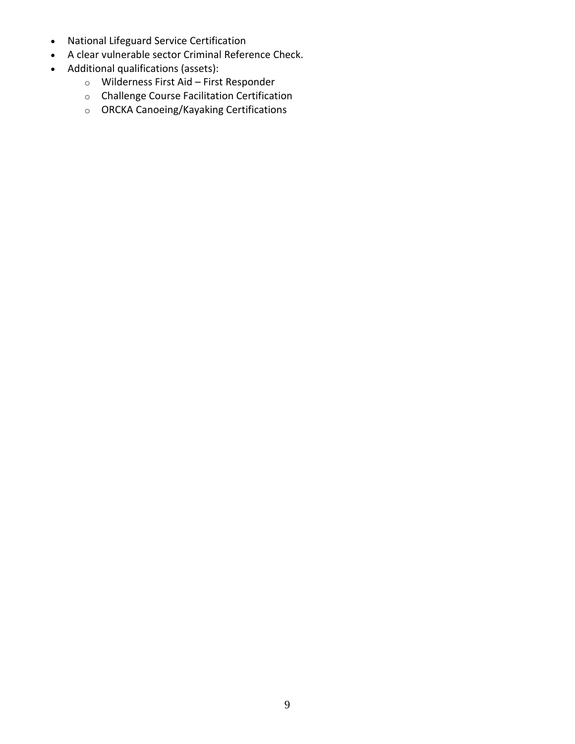- National Lifeguard Service Certification
- A clear vulnerable sector Criminal Reference Check.
- Additional qualifications (assets):
  - Wilderness First Aid – First Responder
  - Challenge Course Facilitation Certification
  - ORCKA Canoeing/Kayaking Certifications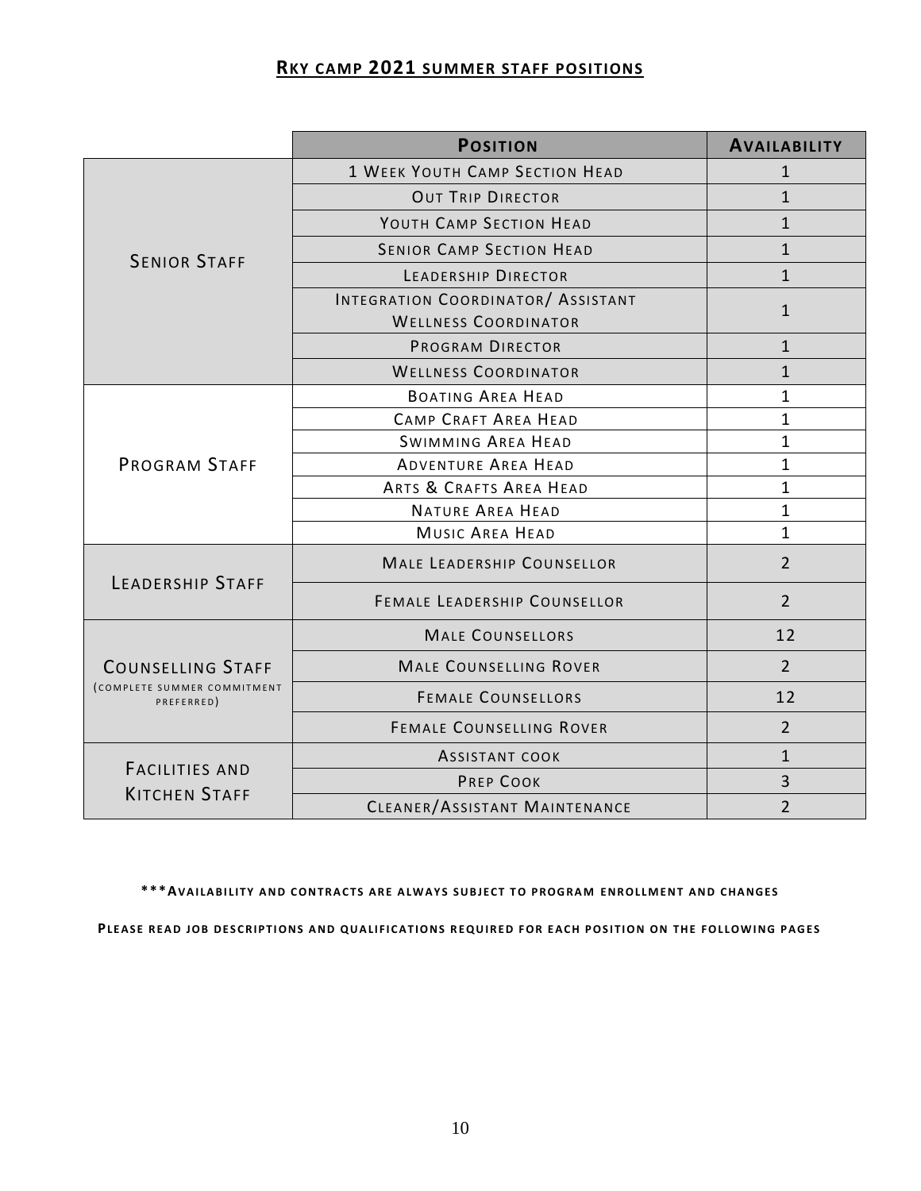## RKY CAMP 2021 SUMMER STAFF POSITIONS

| | POSITION | AVAILABILITY |
|---|---|---|
| SENIOR STAFF | 1 WEEK YOUTH CAMP SECTION HEAD | 1 |
| | OUT TRIP DIRECTOR | 1 |
| | YOUTH CAMP SECTION HEAD | 1 |
| | SENIOR CAMP SECTION HEAD | 1 |
| | LEADERSHIP DIRECTOR | 1 |
| | INTEGRATION COORDINATOR/ ASSISTANT WELLNESS COORDINATOR | 1 |
| | PROGRAM DIRECTOR | 1 |
| | WELLNESS COORDINATOR | 1 |
| PROGRAM STAFF | BOATING AREA HEAD | 1 |
| | CAMP CRAFT AREA HEAD | 1 |
| | SWIMMING AREA HEAD | 1 |
| | ADVENTURE AREA HEAD | 1 |
| | ARTS & CRAFTS AREA HEAD | 1 |
| | NATURE AREA HEAD | 1 |
| | MUSIC AREA HEAD | 1 |
| LEADERSHIP STAFF | MALE LEADERSHIP COUNSELLOR | 2 |
| | FEMALE LEADERSHIP COUNSELLOR | 2 |
| COUNSELLING STAFF (COMPLETE SUMMER COMMITMENT PREFERRED) | MALE COUNSELLORS | 12 |
| | MALE COUNSELLING ROVER | 2 |
| | FEMALE COUNSELLORS | 12 |
| | FEMALE COUNSELLING ROVER | 2 |
| FACILITIES AND KITCHEN STAFF | ASSISTANT COOK | 1 |
| | PREP COOK | 3 |
| | CLEANER/ASSISTANT MAINTENANCE | 2 |

**\*\*\*AVAILABILITY AND CONTRACTS ARE ALWAYS SUBJECT TO PROGRAM ENROLLMENT AND CHANGES**

**PLEASE READ JOB DESCRIPTIONS AND QUALIFICATIONS REQUIRED FOR EACH POSITION ON THE FOLLOWING PAGES**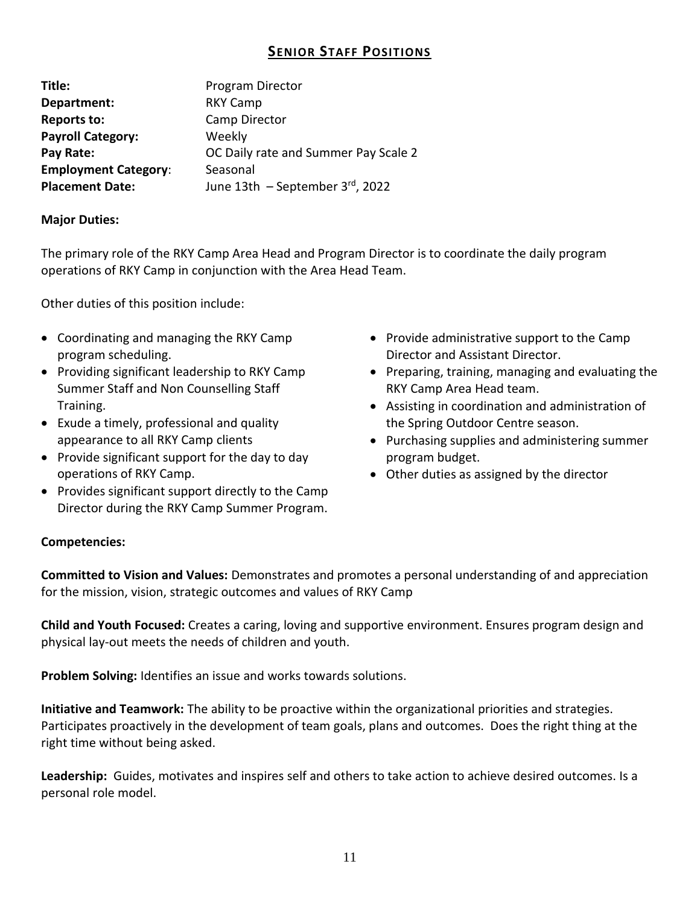## SENIOR STAFF POSITIONS

**Title:** Program Director
**Department:** RKY Camp
**Reports to:** Camp Director
**Payroll Category:** Weekly
**Pay Rate:** OC Daily rate and Summer Pay Scale 2
**Employment Category**: Seasonal
**Placement Date:** June 13th – September 3rd, 2022

**Major Duties:**

The primary role of the RKY Camp Area Head and Program Director is to coordinate the daily program operations of RKY Camp in conjunction with the Area Head Team.

Other duties of this position include:

- Coordinating and managing the RKY Camp program scheduling.
- Providing significant leadership to RKY Camp Summer Staff and Non Counselling Staff Training.
- Exude a timely, professional and quality appearance to all RKY Camp clients
- Provide significant support for the day to day operations of RKY Camp.
- Provides significant support directly to the Camp Director during the RKY Camp Summer Program.
- Provide administrative support to the Camp Director and Assistant Director.
- Preparing, training, managing and evaluating the RKY Camp Area Head team.
- Assisting in coordination and administration of the Spring Outdoor Centre season.
- Purchasing supplies and administering summer program budget.
- Other duties as assigned by the director

**Competencies:**

**Committed to Vision and Values:** Demonstrates and promotes a personal understanding of and appreciation for the mission, vision, strategic outcomes and values of RKY Camp

**Child and Youth Focused:** Creates a caring, loving and supportive environment. Ensures program design and physical lay-out meets the needs of children and youth.

**Problem Solving:** Identifies an issue and works towards solutions.

**Initiative and Teamwork:** The ability to be proactive within the organizational priorities and strategies. Participates proactively in the development of team goals, plans and outcomes. Does the right thing at the right time without being asked.

**Leadership:** Guides, motivates and inspires self and others to take action to achieve desired outcomes. Is a personal role model.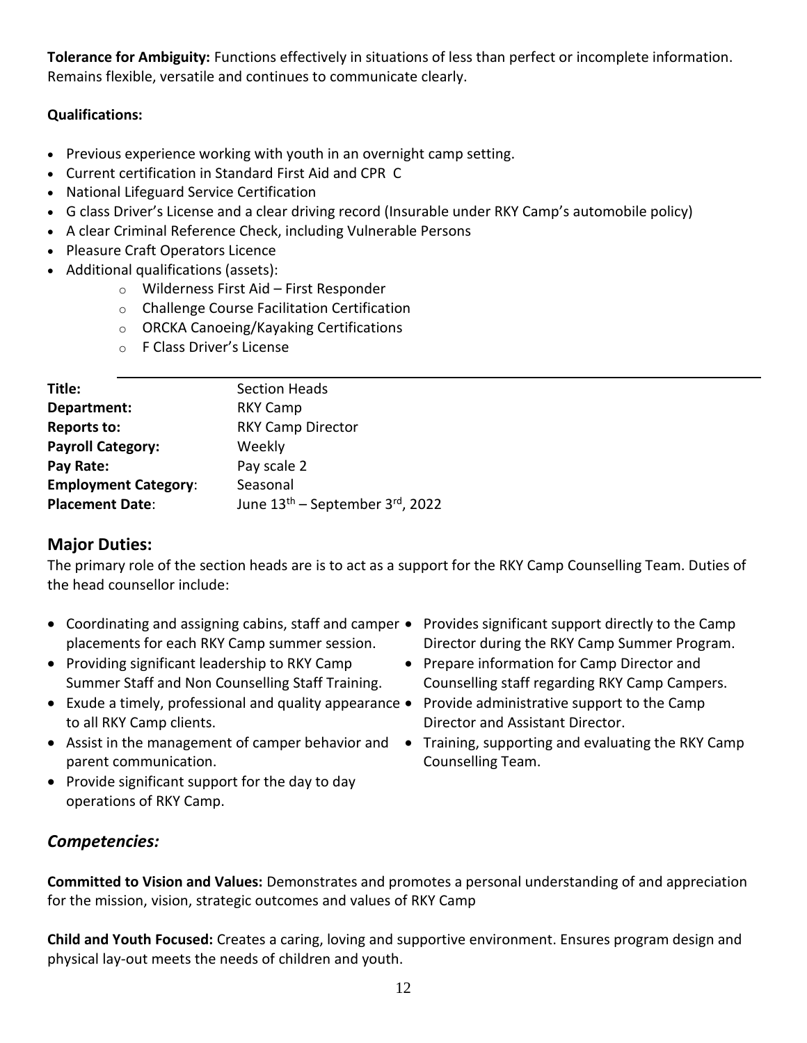**Tolerance for Ambiguity:** Functions effectively in situations of less than perfect or incomplete information. Remains flexible, versatile and continues to communicate clearly.

**Qualifications:**

- Previous experience working with youth in an overnight camp setting.
- Current certification in Standard First Aid and CPR C
- National Lifeguard Service Certification
- G class Driver's License and a clear driving record (Insurable under RKY Camp's automobile policy)
- A clear Criminal Reference Check, including Vulnerable Persons
- Pleasure Craft Operators Licence
- Additional qualifications (assets):
  - Wilderness First Aid – First Responder
  - Challenge Course Facilitation Certification
  - ORCKA Canoeing/Kayaking Certifications
  - F Class Driver's License

---

| | |
|---|---|
| **Title:** | Section Heads |
| **Department:** | RKY Camp |
| **Reports to:** | RKY Camp Director |
| **Payroll Category:** | Weekly |
| **Pay Rate:** | Pay scale 2 |
| **Employment Category**: | Seasonal |
| **Placement Date**: | June 13th – September 3rd, 2022 |

## Major Duties:

The primary role of the section heads are is to act as a support for the RKY Camp Counselling Team. Duties of the head counsellor include:

- Coordinating and assigning cabins, staff and camper placements for each RKY Camp summer session.
- Providing significant leadership to RKY Camp Summer Staff and Non Counselling Staff Training.
- Exude a timely, professional and quality appearance to all RKY Camp clients.
- Assist in the management of camper behavior and parent communication.
- Provide significant support for the day to day operations of RKY Camp.
- Provides significant support directly to the Camp Director during the RKY Camp Summer Program.
- Prepare information for Camp Director and Counselling staff regarding RKY Camp Campers.
- Provide administrative support to the Camp Director and Assistant Director.
- Training, supporting and evaluating the RKY Camp Counselling Team.

## *Competencies:*

**Committed to Vision and Values:** Demonstrates and promotes a personal understanding of and appreciation for the mission, vision, strategic outcomes and values of RKY Camp

**Child and Youth Focused:** Creates a caring, loving and supportive environment. Ensures program design and physical lay-out meets the needs of children and youth.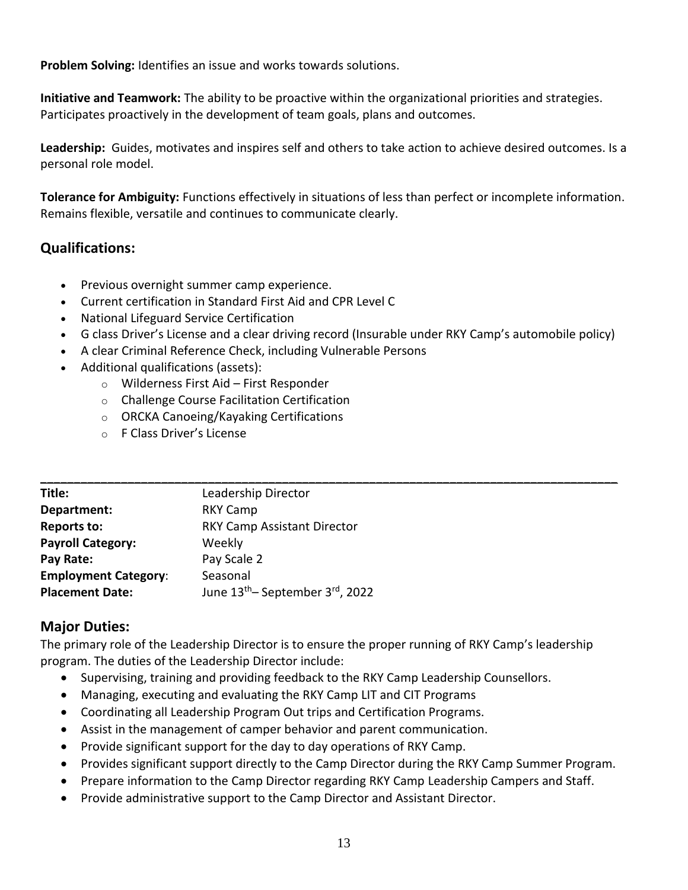**Problem Solving:** Identifies an issue and works towards solutions.

**Initiative and Teamwork:** The ability to be proactive within the organizational priorities and strategies. Participates proactively in the development of team goals, plans and outcomes.

**Leadership:** Guides, motivates and inspires self and others to take action to achieve desired outcomes. Is a personal role model.

**Tolerance for Ambiguity:** Functions effectively in situations of less than perfect or incomplete information. Remains flexible, versatile and continues to communicate clearly.

## Qualifications:

- Previous overnight summer camp experience.
- Current certification in Standard First Aid and CPR Level C
- National Lifeguard Service Certification
- G class Driver's License and a clear driving record (Insurable under RKY Camp's automobile policy)
- A clear Criminal Reference Check, including Vulnerable Persons
- Additional qualifications (assets):
  - Wilderness First Aid – First Responder
  - Challenge Course Facilitation Certification
  - ORCKA Canoeing/Kayaking Certifications
  - F Class Driver's License

---

| | |
|---|---|
| **Title:** | Leadership Director |
| **Department:** | RKY Camp |
| **Reports to:** | RKY Camp Assistant Director |
| **Payroll Category:** | Weekly |
| **Pay Rate:** | Pay Scale 2 |
| **Employment Category**: | Seasonal |
| **Placement Date:** | June 13th– September 3rd, 2022 |

## Major Duties:

The primary role of the Leadership Director is to ensure the proper running of RKY Camp's leadership program. The duties of the Leadership Director include:

- Supervising, training and providing feedback to the RKY Camp Leadership Counsellors.
- Managing, executing and evaluating the RKY Camp LIT and CIT Programs
- Coordinating all Leadership Program Out trips and Certification Programs.
- Assist in the management of camper behavior and parent communication.
- Provide significant support for the day to day operations of RKY Camp.
- Provides significant support directly to the Camp Director during the RKY Camp Summer Program.
- Prepare information to the Camp Director regarding RKY Camp Leadership Campers and Staff.
- Provide administrative support to the Camp Director and Assistant Director.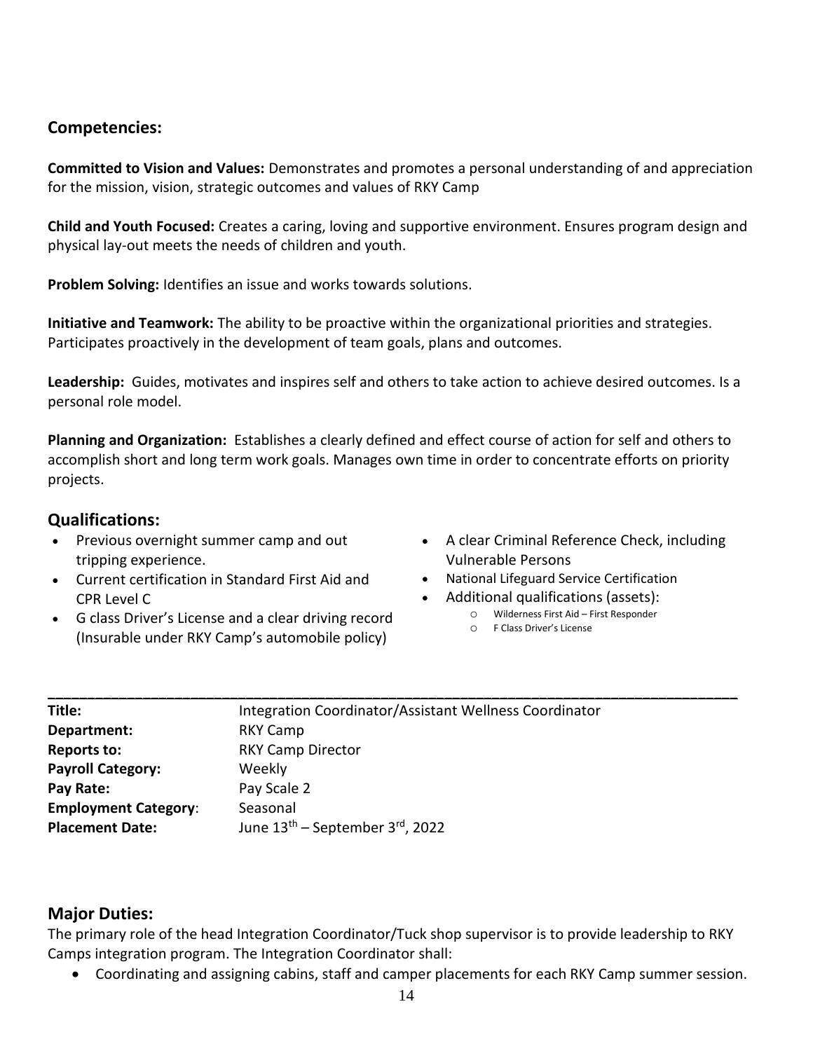## Competencies:

**Committed to Vision and Values:** Demonstrates and promotes a personal understanding of and appreciation for the mission, vision, strategic outcomes and values of RKY Camp

**Child and Youth Focused:** Creates a caring, loving and supportive environment. Ensures program design and physical lay-out meets the needs of children and youth.

**Problem Solving:** Identifies an issue and works towards solutions.

**Initiative and Teamwork:** The ability to be proactive within the organizational priorities and strategies. Participates proactively in the development of team goals, plans and outcomes.

**Leadership:** Guides, motivates and inspires self and others to take action to achieve desired outcomes. Is a personal role model.

**Planning and Organization:** Establishes a clearly defined and effect course of action for self and others to accomplish short and long term work goals. Manages own time in order to concentrate efforts on priority projects.

## Qualifications:

- Previous overnight summer camp and out tripping experience.
- Current certification in Standard First Aid and CPR Level C
- G class Driver's License and a clear driving record (Insurable under RKY Camp's automobile policy)
- A clear Criminal Reference Check, including Vulnerable Persons
- National Lifeguard Service Certification
- Additional qualifications (assets):
  - Wilderness First Aid – First Responder
  - F Class Driver's License

---

**Title:** Integration Coordinator/Assistant Wellness Coordinator
**Department:** RKY Camp
**Reports to:** RKY Camp Director
**Payroll Category:** Weekly
**Pay Rate:** Pay Scale 2
**Employment Category**: Seasonal
**Placement Date:** June 13th – September 3rd, 2022

## Major Duties:

The primary role of the head Integration Coordinator/Tuck shop supervisor is to provide leadership to RKY Camps integration program. The Integration Coordinator shall:

- Coordinating and assigning cabins, staff and camper placements for each RKY Camp summer session.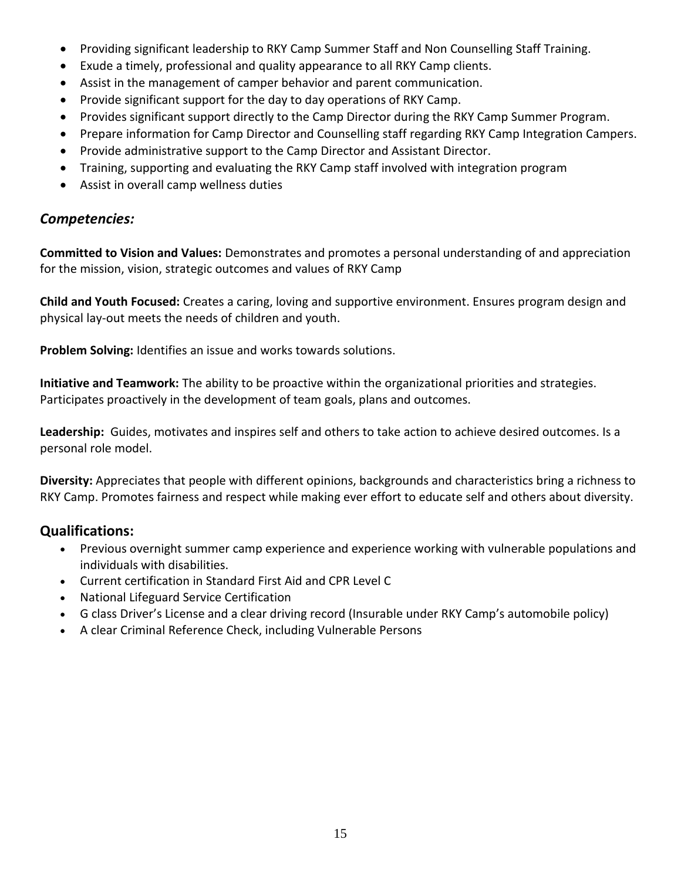- Providing significant leadership to RKY Camp Summer Staff and Non Counselling Staff Training.
- Exude a timely, professional and quality appearance to all RKY Camp clients.
- Assist in the management of camper behavior and parent communication.
- Provide significant support for the day to day operations of RKY Camp.
- Provides significant support directly to the Camp Director during the RKY Camp Summer Program.
- Prepare information for Camp Director and Counselling staff regarding RKY Camp Integration Campers.
- Provide administrative support to the Camp Director and Assistant Director.
- Training, supporting and evaluating the RKY Camp staff involved with integration program
- Assist in overall camp wellness duties

### *Competencies:*

**Committed to Vision and Values:** Demonstrates and promotes a personal understanding of and appreciation for the mission, vision, strategic outcomes and values of RKY Camp

**Child and Youth Focused:** Creates a caring, loving and supportive environment. Ensures program design and physical lay-out meets the needs of children and youth.

**Problem Solving:** Identifies an issue and works towards solutions.

**Initiative and Teamwork:** The ability to be proactive within the organizational priorities and strategies. Participates proactively in the development of team goals, plans and outcomes.

**Leadership:** Guides, motivates and inspires self and others to take action to achieve desired outcomes. Is a personal role model.

**Diversity:** Appreciates that people with different opinions, backgrounds and characteristics bring a richness to RKY Camp. Promotes fairness and respect while making ever effort to educate self and others about diversity.

### Qualifications:

- Previous overnight summer camp experience and experience working with vulnerable populations and individuals with disabilities.
- Current certification in Standard First Aid and CPR Level C
- National Lifeguard Service Certification
- G class Driver's License and a clear driving record (Insurable under RKY Camp's automobile policy)
- A clear Criminal Reference Check, including Vulnerable Persons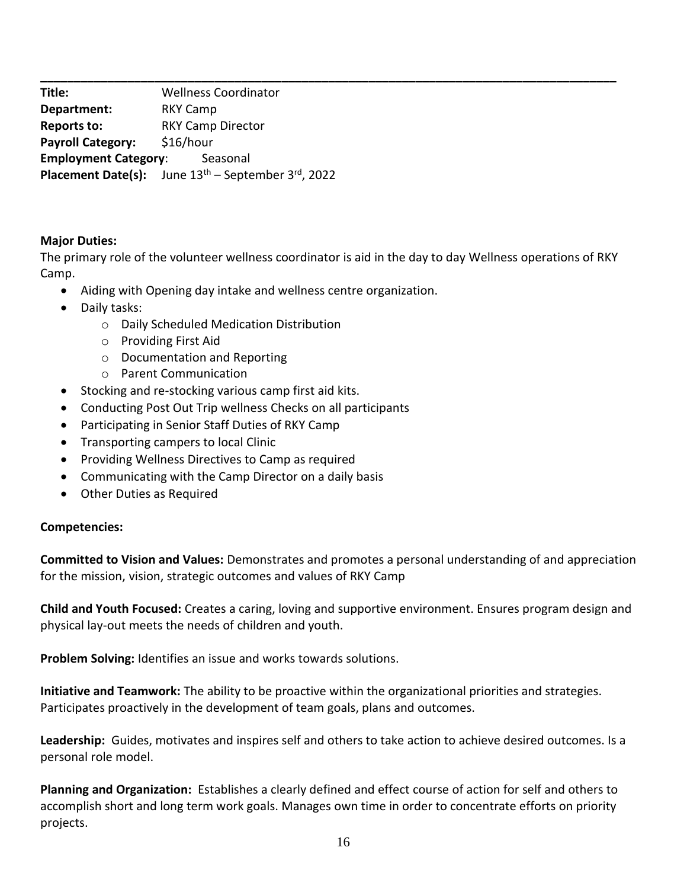---

**Title:** Wellness Coordinator
**Department:** RKY Camp
**Reports to:** RKY Camp Director
**Payroll Category:** $16/hour
**Employment Category**: Seasonal
**Placement Date(s):** June 13th – September 3rd, 2022

**Major Duties:**

The primary role of the volunteer wellness coordinator is aid in the day to day Wellness operations of RKY Camp.

- Aiding with Opening day intake and wellness centre organization.
- Daily tasks:
  - Daily Scheduled Medication Distribution
  - Providing First Aid
  - Documentation and Reporting
  - Parent Communication
- Stocking and re-stocking various camp first aid kits.
- Conducting Post Out Trip wellness Checks on all participants
- Participating in Senior Staff Duties of RKY Camp
- Transporting campers to local Clinic
- Providing Wellness Directives to Camp as required
- Communicating with the Camp Director on a daily basis
- Other Duties as Required

**Competencies:**

**Committed to Vision and Values:** Demonstrates and promotes a personal understanding of and appreciation for the mission, vision, strategic outcomes and values of RKY Camp

**Child and Youth Focused:** Creates a caring, loving and supportive environment. Ensures program design and physical lay-out meets the needs of children and youth.

**Problem Solving:** Identifies an issue and works towards solutions.

**Initiative and Teamwork:** The ability to be proactive within the organizational priorities and strategies. Participates proactively in the development of team goals, plans and outcomes.

**Leadership:** Guides, motivates and inspires self and others to take action to achieve desired outcomes. Is a personal role model.

**Planning and Organization:** Establishes a clearly defined and effect course of action for self and others to accomplish short and long term work goals. Manages own time in order to concentrate efforts on priority projects.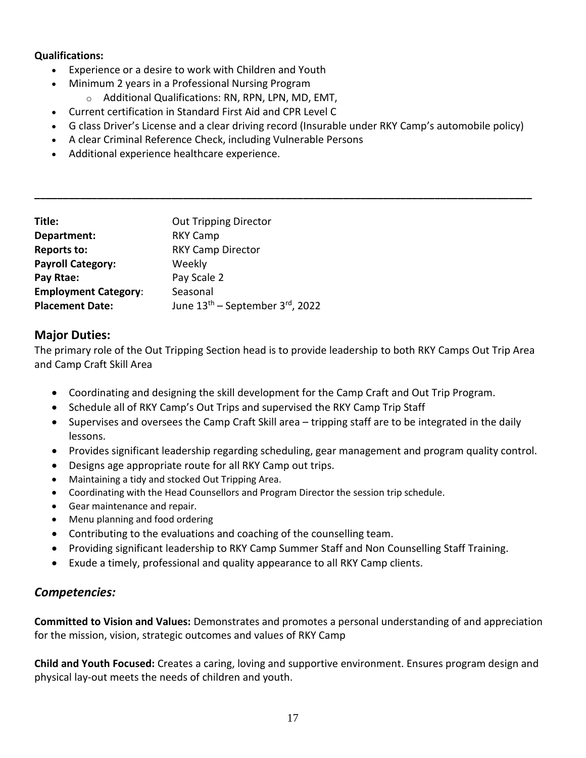**Qualifications:**

- Experience or a desire to work with Children and Youth
- Minimum 2 years in a Professional Nursing Program
    - Additional Qualifications: RN, RPN, LPN, MD, EMT,
- Current certification in Standard First Aid and CPR Level C
- G class Driver's License and a clear driving record (Insurable under RKY Camp's automobile policy)
- A clear Criminal Reference Check, including Vulnerable Persons
- Additional experience healthcare experience.

---

| | |
|---|---|
| **Title:** | Out Tripping Director |
| **Department:** | RKY Camp |
| **Reports to:** | RKY Camp Director |
| **Payroll Category:** | Weekly |
| **Pay Rtae:** | Pay Scale 2 |
| **Employment Category**: | Seasonal |
| **Placement Date:** | June 13th – September 3rd, 2022 |

## Major Duties:

The primary role of the Out Tripping Section head is to provide leadership to both RKY Camps Out Trip Area and Camp Craft Skill Area

- Coordinating and designing the skill development for the Camp Craft and Out Trip Program.
- Schedule all of RKY Camp's Out Trips and supervised the RKY Camp Trip Staff
- Supervises and oversees the Camp Craft Skill area – tripping staff are to be integrated in the daily lessons.
- Provides significant leadership regarding scheduling, gear management and program quality control.
- Designs age appropriate route for all RKY Camp out trips.
- Maintaining a tidy and stocked Out Tripping Area.
- Coordinating with the Head Counsellors and Program Director the session trip schedule.
- Gear maintenance and repair.
- Menu planning and food ordering
- Contributing to the evaluations and coaching of the counselling team.
- Providing significant leadership to RKY Camp Summer Staff and Non Counselling Staff Training.
- Exude a timely, professional and quality appearance to all RKY Camp clients.

## *Competencies:*

**Committed to Vision and Values:** Demonstrates and promotes a personal understanding of and appreciation for the mission, vision, strategic outcomes and values of RKY Camp

**Child and Youth Focused:** Creates a caring, loving and supportive environment. Ensures program design and physical lay-out meets the needs of children and youth.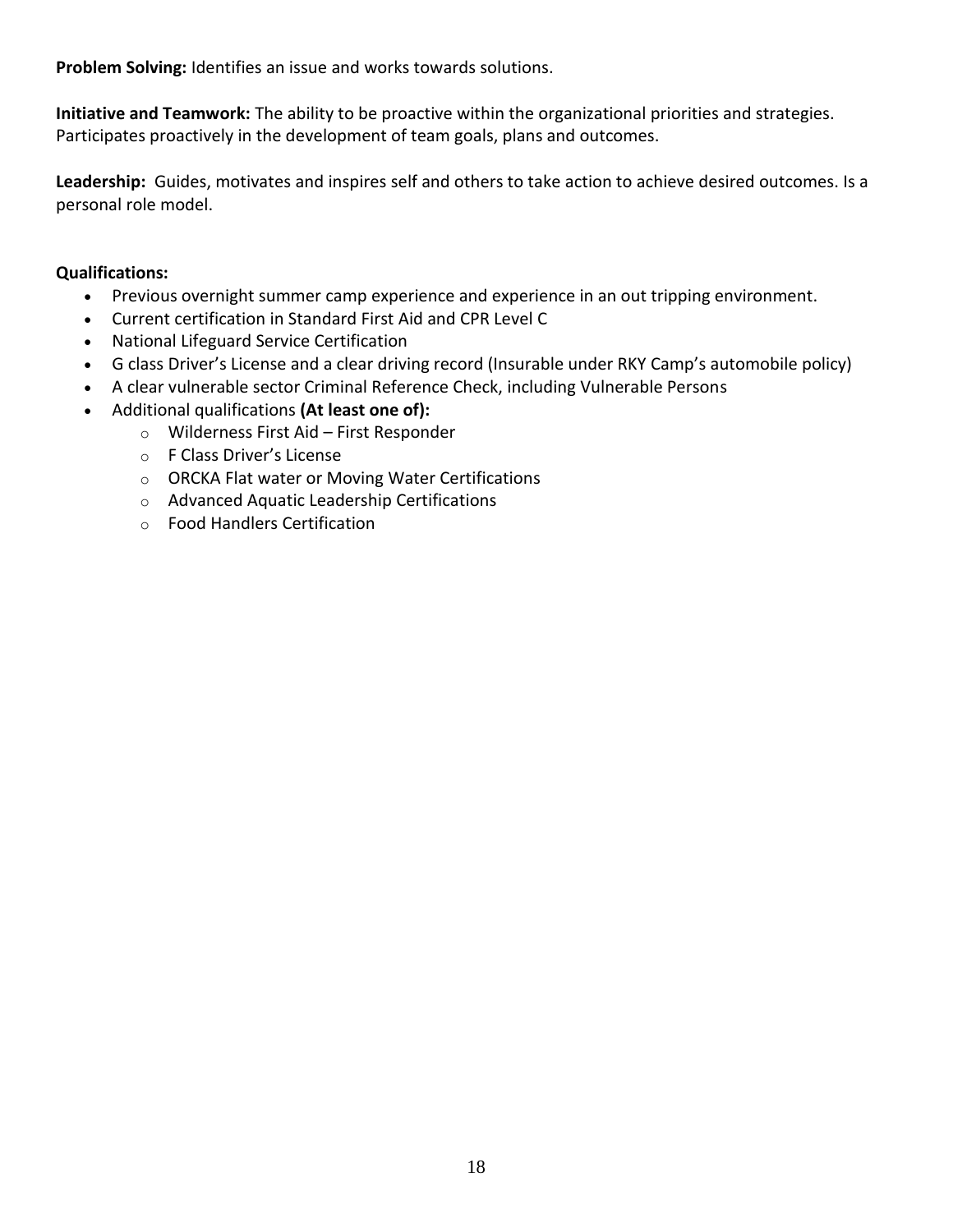**Problem Solving:** Identifies an issue and works towards solutions.

**Initiative and Teamwork:** The ability to be proactive within the organizational priorities and strategies. Participates proactively in the development of team goals, plans and outcomes.

**Leadership:** Guides, motivates and inspires self and others to take action to achieve desired outcomes. Is a personal role model.

**Qualifications:**

- Previous overnight summer camp experience and experience in an out tripping environment.
- Current certification in Standard First Aid and CPR Level C
- National Lifeguard Service Certification
- G class Driver's License and a clear driving record (Insurable under RKY Camp's automobile policy)
- A clear vulnerable sector Criminal Reference Check, including Vulnerable Persons
- Additional qualifications **(At least one of):**
  - Wilderness First Aid – First Responder
  - F Class Driver's License
  - ORCKA Flat water or Moving Water Certifications
  - Advanced Aquatic Leadership Certifications
  - Food Handlers Certification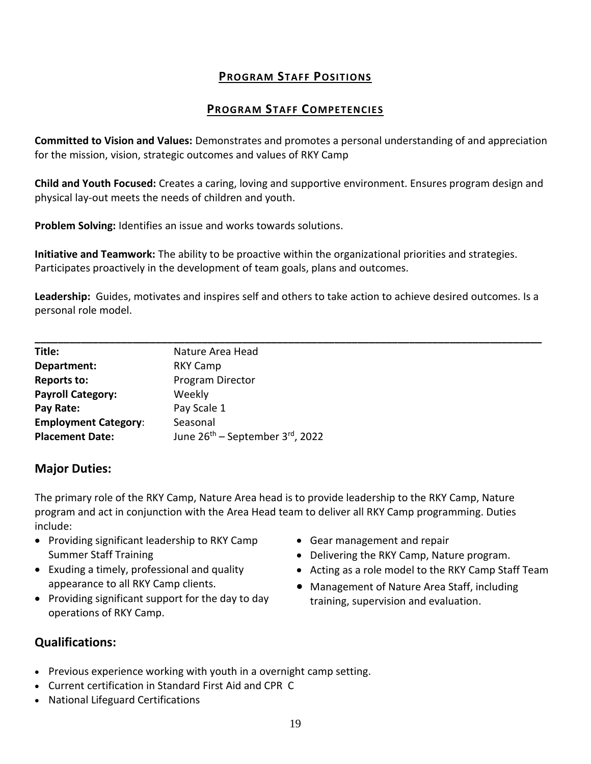## PROGRAM STAFF POSITIONS

## PROGRAM STAFF COMPETENCIES

**Committed to Vision and Values:** Demonstrates and promotes a personal understanding of and appreciation for the mission, vision, strategic outcomes and values of RKY Camp

**Child and Youth Focused:** Creates a caring, loving and supportive environment. Ensures program design and physical lay-out meets the needs of children and youth.

**Problem Solving:** Identifies an issue and works towards solutions.

**Initiative and Teamwork:** The ability to be proactive within the organizational priorities and strategies. Participates proactively in the development of team goals, plans and outcomes.

**Leadership:** Guides, motivates and inspires self and others to take action to achieve desired outcomes. Is a personal role model.

---

| | |
|---|---|
| **Title:** | Nature Area Head |
| **Department:** | RKY Camp |
| **Reports to:** | Program Director |
| **Payroll Category:** | Weekly |
| **Pay Rate:** | Pay Scale 1 |
| **Employment Category:** | Seasonal |
| **Placement Date:** | June 26th – September 3rd, 2022 |

## Major Duties:

The primary role of the RKY Camp, Nature Area head is to provide leadership to the RKY Camp, Nature program and act in conjunction with the Area Head team to deliver all RKY Camp programming. Duties include:

- Providing significant leadership to RKY Camp Summer Staff Training
- Exuding a timely, professional and quality appearance to all RKY Camp clients.
- Providing significant support for the day to day operations of RKY Camp.
- Gear management and repair
- Delivering the RKY Camp, Nature program.
- Acting as a role model to the RKY Camp Staff Team
- Management of Nature Area Staff, including training, supervision and evaluation.

## Qualifications:

- Previous experience working with youth in a overnight camp setting.
- Current certification in Standard First Aid and CPR C
- National Lifeguard Certifications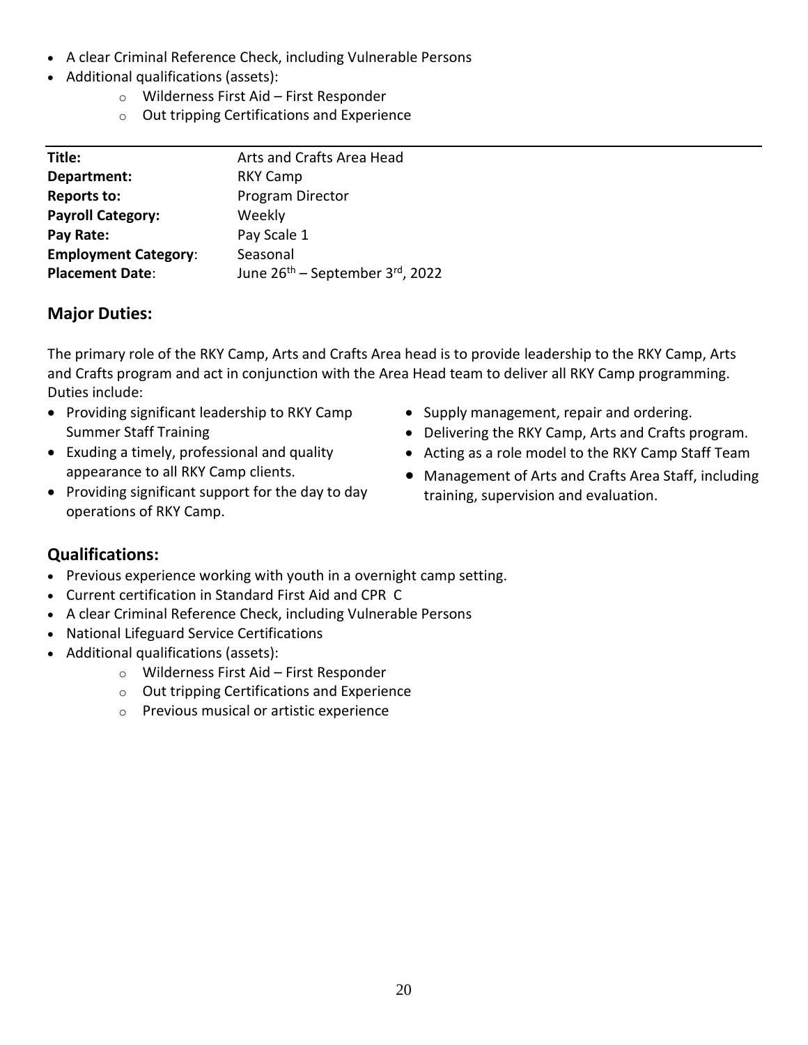- A clear Criminal Reference Check, including Vulnerable Persons
- Additional qualifications (assets):
  - Wilderness First Aid – First Responder
  - Out tripping Certifications and Experience

---

| | |
|---|---|
| **Title:** | Arts and Crafts Area Head |
| **Department:** | RKY Camp |
| **Reports to:** | Program Director |
| **Payroll Category:** | Weekly |
| **Pay Rate:** | Pay Scale 1 |
| **Employment Category**: | Seasonal |
| **Placement Date**: | June 26th – September 3rd, 2022 |

## Major Duties:

The primary role of the RKY Camp, Arts and Crafts Area head is to provide leadership to the RKY Camp, Arts and Crafts program and act in conjunction with the Area Head team to deliver all RKY Camp programming. Duties include:

- Providing significant leadership to RKY Camp Summer Staff Training
- Exuding a timely, professional and quality appearance to all RKY Camp clients.
- Providing significant support for the day to day operations of RKY Camp.
- Supply management, repair and ordering.
- Delivering the RKY Camp, Arts and Crafts program.
- Acting as a role model to the RKY Camp Staff Team
- Management of Arts and Crafts Area Staff, including training, supervision and evaluation.

## Qualifications:

- Previous experience working with youth in a overnight camp setting.
- Current certification in Standard First Aid and CPR C
- A clear Criminal Reference Check, including Vulnerable Persons
- National Lifeguard Service Certifications
- Additional qualifications (assets):
  - Wilderness First Aid – First Responder
  - Out tripping Certifications and Experience
  - Previous musical or artistic experience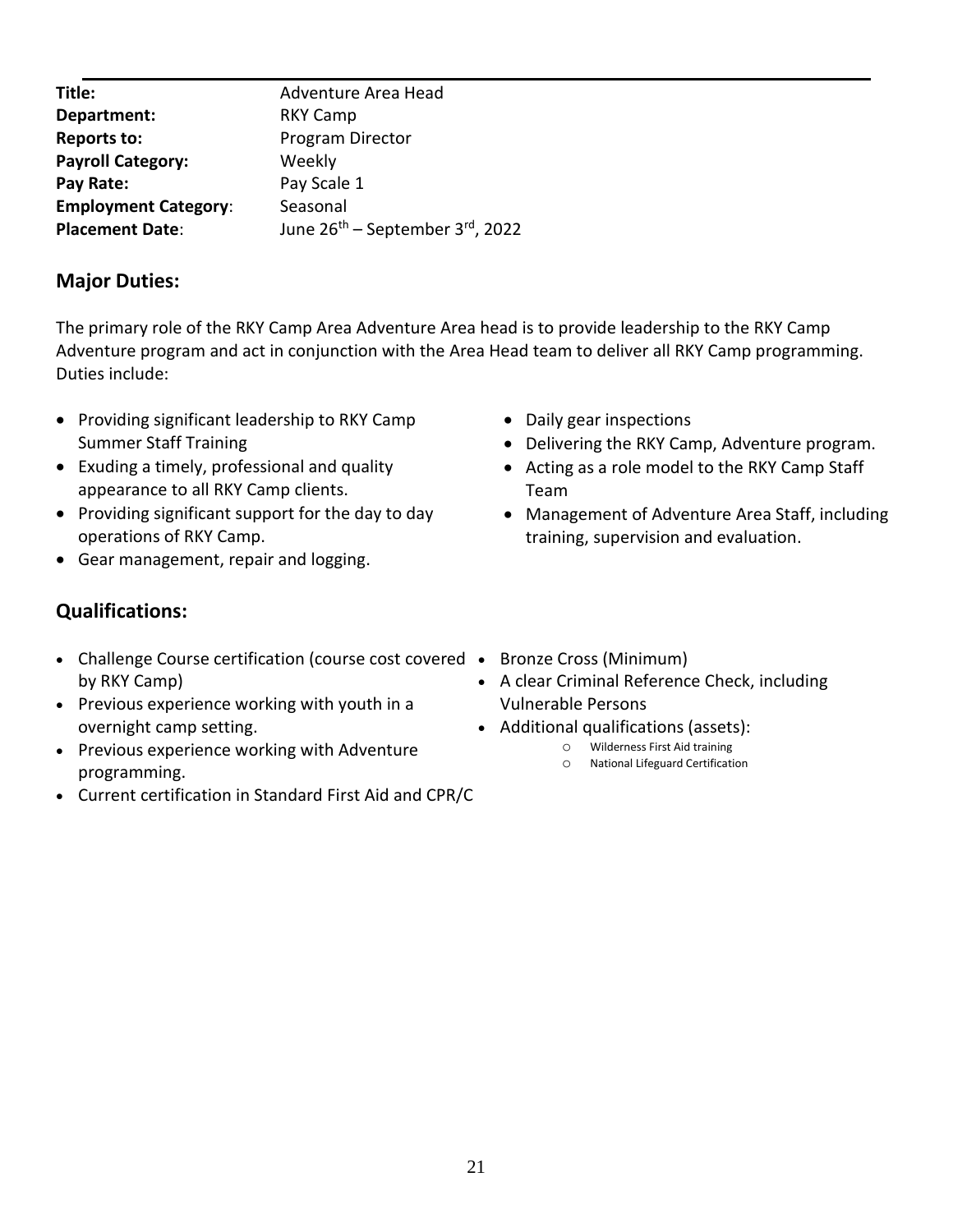**Title:** Adventure Area Head
**Department:** RKY Camp
**Reports to:** Program Director
**Payroll Category:** Weekly
**Pay Rate:** Pay Scale 1
**Employment Category:** Seasonal
**Placement Date:** June 26th – September 3rd, 2022

## Major Duties:

The primary role of the RKY Camp Area Adventure Area head is to provide leadership to the RKY Camp Adventure program and act in conjunction with the Area Head team to deliver all RKY Camp programming. Duties include:

- Providing significant leadership to RKY Camp Summer Staff Training
- Exuding a timely, professional and quality appearance to all RKY Camp clients.
- Providing significant support for the day to day operations of RKY Camp.
- Gear management, repair and logging.
- Daily gear inspections
- Delivering the RKY Camp, Adventure program.
- Acting as a role model to the RKY Camp Staff Team
- Management of Adventure Area Staff, including training, supervision and evaluation.

## Qualifications:

- Challenge Course certification (course cost covered by RKY Camp)
- Previous experience working with youth in a overnight camp setting.
- Previous experience working with Adventure programming.
- Current certification in Standard First Aid and CPR/C
- Bronze Cross (Minimum)
- A clear Criminal Reference Check, including Vulnerable Persons
- Additional qualifications (assets):
  - Wilderness First Aid training
  - National Lifeguard Certification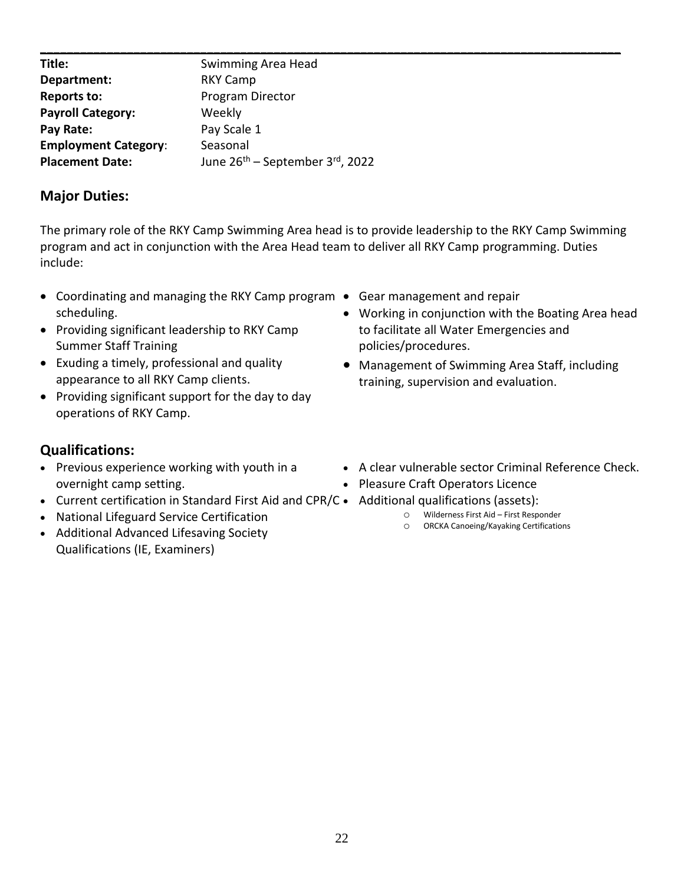| | |
|---|---|
| **Title:** | Swimming Area Head |
| **Department:** | RKY Camp |
| **Reports to:** | Program Director |
| **Payroll Category:** | Weekly |
| **Pay Rate:** | Pay Scale 1 |
| **Employment Category:** | Seasonal |
| **Placement Date:** | June 26th – September 3rd, 2022 |

## Major Duties:

The primary role of the RKY Camp Swimming Area head is to provide leadership to the RKY Camp Swimming program and act in conjunction with the Area Head team to deliver all RKY Camp programming. Duties include:

- Coordinating and managing the RKY Camp program scheduling.
- Providing significant leadership to RKY Camp Summer Staff Training
- Exuding a timely, professional and quality appearance to all RKY Camp clients.
- Providing significant support for the day to day operations of RKY Camp.
- Gear management and repair
- Working in conjunction with the Boating Area head to facilitate all Water Emergencies and policies/procedures.
- Management of Swimming Area Staff, including training, supervision and evaluation.

## Qualifications:

- Previous experience working with youth in a overnight camp setting.
- Current certification in Standard First Aid and CPR/C
- National Lifeguard Service Certification
- Additional Advanced Lifesaving Society Qualifications (IE, Examiners)
- A clear vulnerable sector Criminal Reference Check.
- Pleasure Craft Operators Licence
- Additional qualifications (assets):
  - Wilderness First Aid – First Responder
  - ORCKA Canoeing/Kayaking Certifications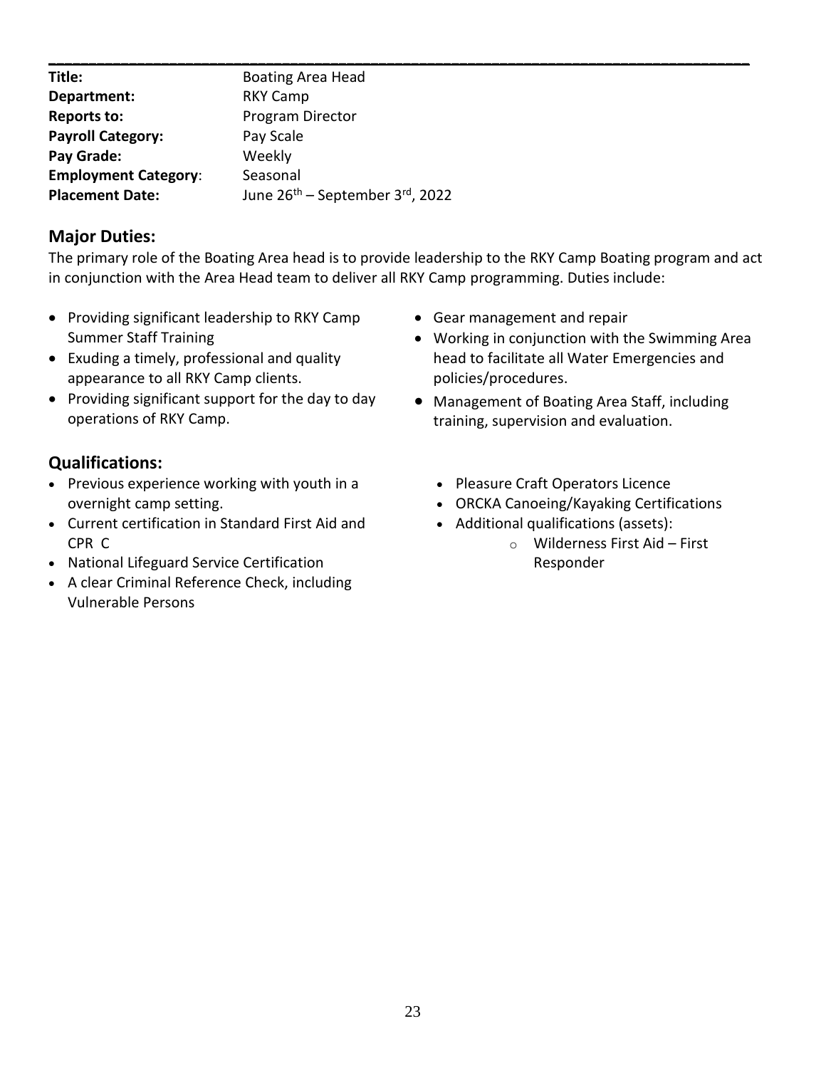| | |
|---|---|
| **Title:** | Boating Area Head |
| **Department:** | RKY Camp |
| **Reports to:** | Program Director |
| **Payroll Category:** | Pay Scale |
| **Pay Grade:** | Weekly |
| **Employment Category**: | Seasonal |
| **Placement Date:** | June 26th – September 3rd, 2022 |

## Major Duties:

The primary role of the Boating Area head is to provide leadership to the RKY Camp Boating program and act in conjunction with the Area Head team to deliver all RKY Camp programming. Duties include:

- Providing significant leadership to RKY Camp Summer Staff Training
- Exuding a timely, professional and quality appearance to all RKY Camp clients.
- Providing significant support for the day to day operations of RKY Camp.
- Gear management and repair
- Working in conjunction with the Swimming Area head to facilitate all Water Emergencies and policies/procedures.
- Management of Boating Area Staff, including training, supervision and evaluation.

## Qualifications:

- Previous experience working with youth in a overnight camp setting.
- Current certification in Standard First Aid and CPR C
- National Lifeguard Service Certification
- A clear Criminal Reference Check, including Vulnerable Persons
- Pleasure Craft Operators Licence
- ORCKA Canoeing/Kayaking Certifications
- Additional qualifications (assets):
  - Wilderness First Aid – First Responder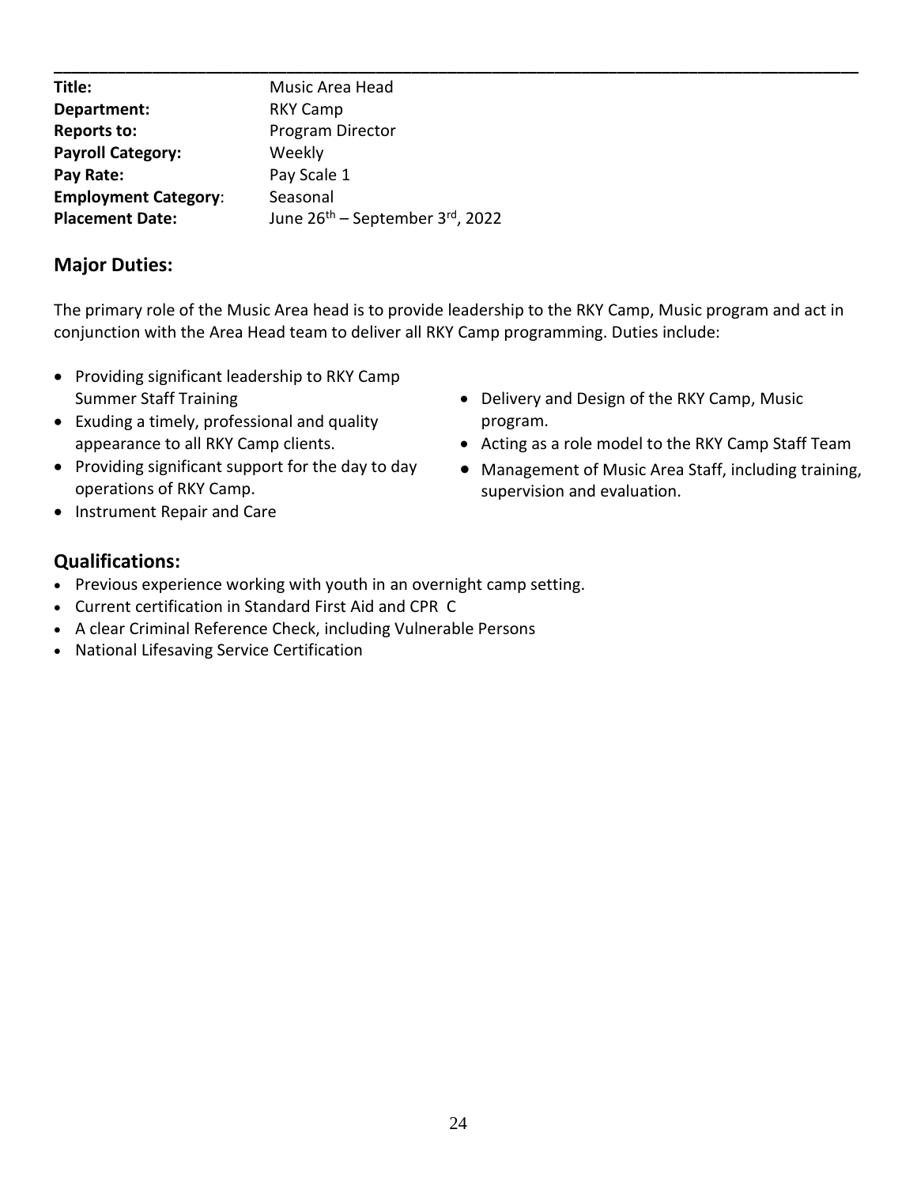**Title:** Music Area Head
**Department:** RKY Camp
**Reports to:** Program Director
**Payroll Category:** Weekly
**Pay Rate:** Pay Scale 1
**Employment Category**: Seasonal
**Placement Date:** June 26th – September 3rd, 2022

## Major Duties:

The primary role of the Music Area head is to provide leadership to the RKY Camp, Music program and act in conjunction with the Area Head team to deliver all RKY Camp programming. Duties include:

- Providing significant leadership to RKY Camp Summer Staff Training
- Exuding a timely, professional and quality appearance to all RKY Camp clients.
- Providing significant support for the day to day operations of RKY Camp.
- Instrument Repair and Care
- Delivery and Design of the RKY Camp, Music program.
- Acting as a role model to the RKY Camp Staff Team
- Management of Music Area Staff, including training, supervision and evaluation.

## Qualifications:

- Previous experience working with youth in an overnight camp setting.
- Current certification in Standard First Aid and CPR C
- A clear Criminal Reference Check, including Vulnerable Persons
- National Lifesaving Service Certification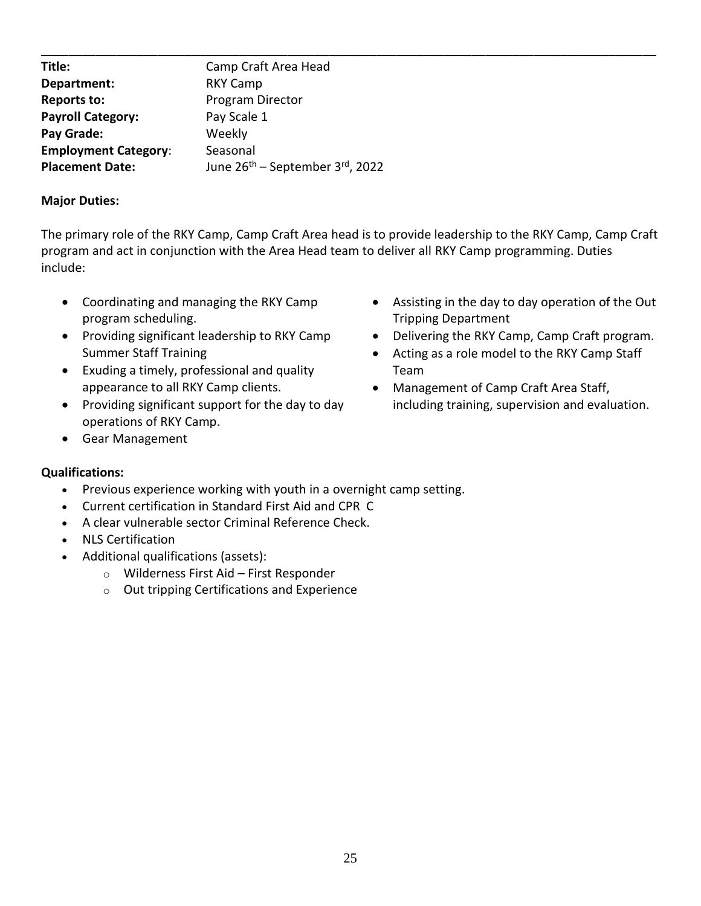**Title:** Camp Craft Area Head
**Department:** RKY Camp
**Reports to:** Program Director
**Payroll Category:** Pay Scale 1
**Pay Grade:** Weekly
**Employment Category:** Seasonal
**Placement Date:** June 26th – September 3rd, 2022

**Major Duties:**

The primary role of the RKY Camp, Camp Craft Area head is to provide leadership to the RKY Camp, Camp Craft program and act in conjunction with the Area Head team to deliver all RKY Camp programming. Duties include:

- Coordinating and managing the RKY Camp program scheduling.
- Providing significant leadership to RKY Camp Summer Staff Training
- Exuding a timely, professional and quality appearance to all RKY Camp clients.
- Providing significant support for the day to day operations of RKY Camp.
- Gear Management
- Assisting in the day to day operation of the Out Tripping Department
- Delivering the RKY Camp, Camp Craft program.
- Acting as a role model to the RKY Camp Staff Team
- Management of Camp Craft Area Staff, including training, supervision and evaluation.

**Qualifications:**

- Previous experience working with youth in a overnight camp setting.
- Current certification in Standard First Aid and CPR C
- A clear vulnerable sector Criminal Reference Check.
- NLS Certification
- Additional qualifications (assets):
  - Wilderness First Aid – First Responder
  - Out tripping Certifications and Experience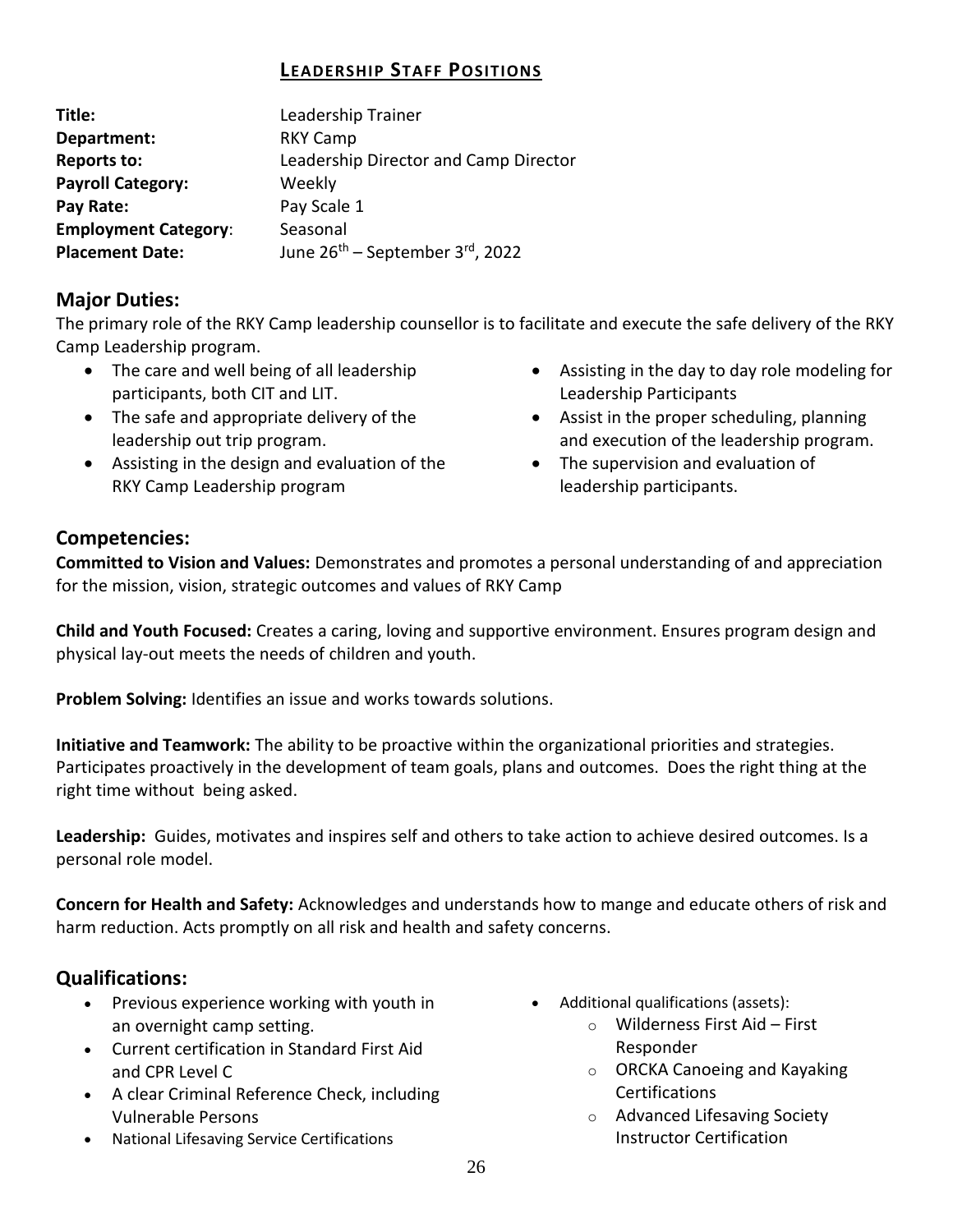## LEADERSHIP STAFF POSITIONS

**Title:** Leadership Trainer
**Department:** RKY Camp
**Reports to:** Leadership Director and Camp Director
**Payroll Category:** Weekly
**Pay Rate:** Pay Scale 1
**Employment Category:** Seasonal
**Placement Date:** June 26th – September 3rd, 2022

### Major Duties:

The primary role of the RKY Camp leadership counsellor is to facilitate and execute the safe delivery of the RKY Camp Leadership program.

- The care and well being of all leadership participants, both CIT and LIT.
- The safe and appropriate delivery of the leadership out trip program.
- Assisting in the design and evaluation of the RKY Camp Leadership program
- Assisting in the day to day role modeling for Leadership Participants
- Assist in the proper scheduling, planning and execution of the leadership program.
- The supervision and evaluation of leadership participants.

### Competencies:

**Committed to Vision and Values:** Demonstrates and promotes a personal understanding of and appreciation for the mission, vision, strategic outcomes and values of RKY Camp

**Child and Youth Focused:** Creates a caring, loving and supportive environment. Ensures program design and physical lay-out meets the needs of children and youth.

**Problem Solving:** Identifies an issue and works towards solutions.

**Initiative and Teamwork:** The ability to be proactive within the organizational priorities and strategies. Participates proactively in the development of team goals, plans and outcomes. Does the right thing at the right time without being asked.

**Leadership:** Guides, motivates and inspires self and others to take action to achieve desired outcomes. Is a personal role model.

**Concern for Health and Safety:** Acknowledges and understands how to mange and educate others of risk and harm reduction. Acts promptly on all risk and health and safety concerns.

### Qualifications:

- Previous experience working with youth in an overnight camp setting.
- Current certification in Standard First Aid and CPR Level C
- A clear Criminal Reference Check, including Vulnerable Persons
- National Lifesaving Service Certifications
- Additional qualifications (assets):
  - Wilderness First Aid – First Responder
  - ORCKA Canoeing and Kayaking Certifications
  - Advanced Lifesaving Society Instructor Certification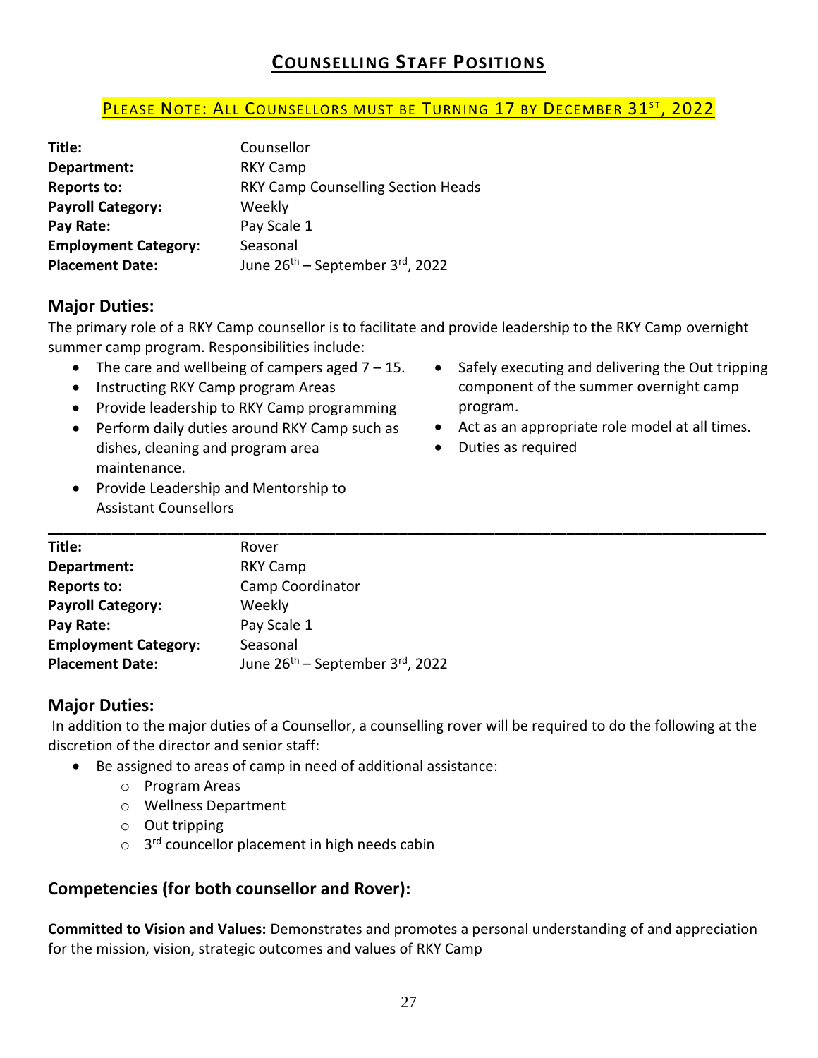# COUNSELLING STAFF POSITIONS

**PLEASE NOTE: ALL COUNSELLORS MUST BE TURNING 17 BY DECEMBER 31ST, 2022**

| | |
|---|---|
| **Title:** | Counsellor |
| **Department:** | RKY Camp |
| **Reports to:** | RKY Camp Counselling Section Heads |
| **Payroll Category:** | Weekly |
| **Pay Rate:** | Pay Scale 1 |
| **Employment Category**: | Seasonal |
| **Placement Date:** | June 26th – September 3rd, 2022 |

## Major Duties:

The primary role of a RKY Camp counsellor is to facilitate and provide leadership to the RKY Camp overnight summer camp program. Responsibilities include:

- The care and wellbeing of campers aged 7 – 15.
- Instructing RKY Camp program Areas
- Provide leadership to RKY Camp programming
- Perform daily duties around RKY Camp such as dishes, cleaning and program area maintenance.
- Provide Leadership and Mentorship to Assistant Counsellors
- Safely executing and delivering the Out tripping component of the summer overnight camp program.
- Act as an appropriate role model at all times.
- Duties as required

---

| | |
|---|---|
| **Title:** | Rover |
| **Department:** | RKY Camp |
| **Reports to:** | Camp Coordinator |
| **Payroll Category:** | Weekly |
| **Pay Rate:** | Pay Scale 1 |
| **Employment Category**: | Seasonal |
| **Placement Date:** | June 26th – September 3rd, 2022 |

## Major Duties:

In addition to the major duties of a Counsellor, a counselling rover will be required to do the following at the discretion of the director and senior staff:

- Be assigned to areas of camp in need of additional assistance:
  - Program Areas
  - Wellness Department
  - Out tripping
  - 3rd councellor placement in high needs cabin

## Competencies (for both counsellor and Rover):

**Committed to Vision and Values:** Demonstrates and promotes a personal understanding of and appreciation for the mission, vision, strategic outcomes and values of RKY Camp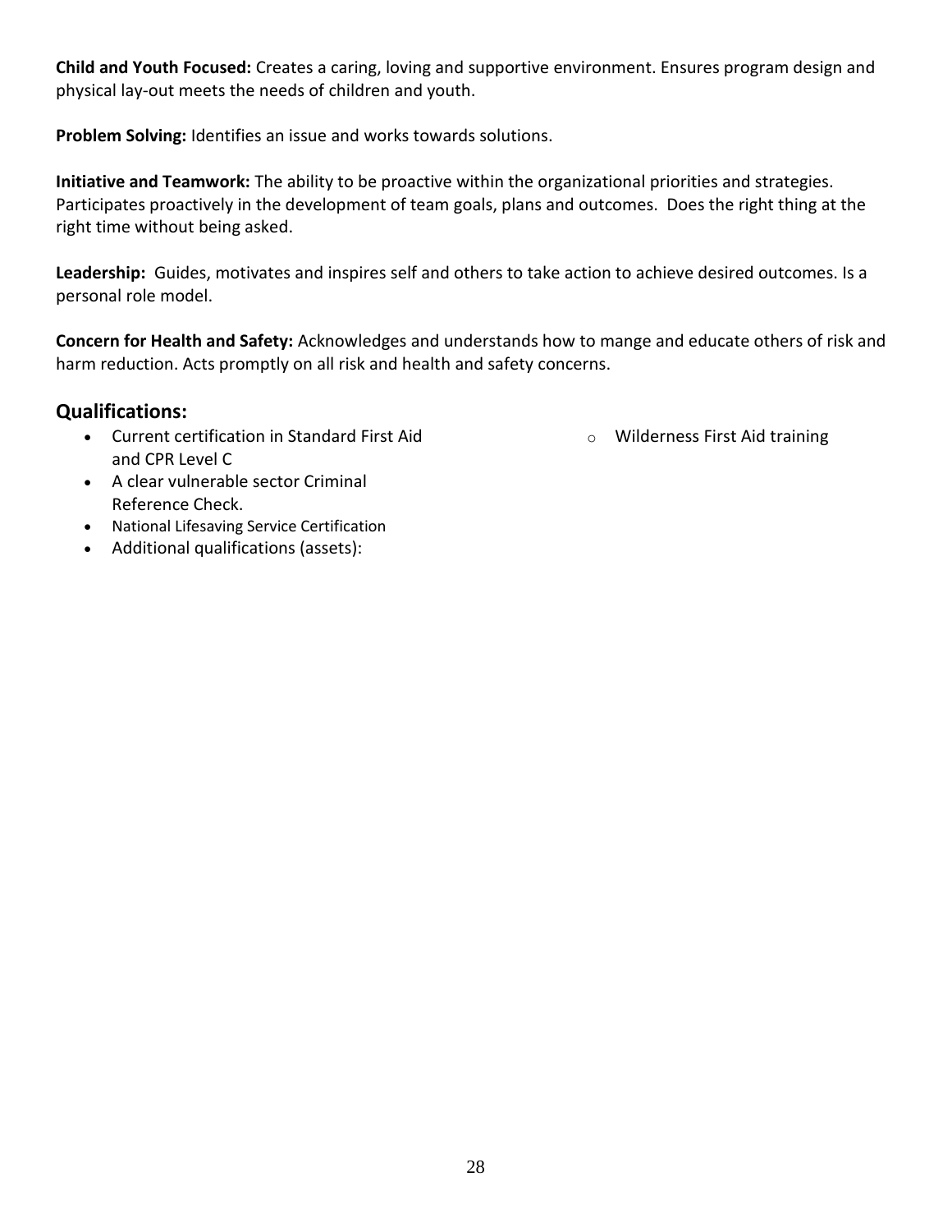**Child and Youth Focused:** Creates a caring, loving and supportive environment. Ensures program design and physical lay-out meets the needs of children and youth.

**Problem Solving:** Identifies an issue and works towards solutions.

**Initiative and Teamwork:** The ability to be proactive within the organizational priorities and strategies. Participates proactively in the development of team goals, plans and outcomes. Does the right thing at the right time without being asked.

**Leadership:** Guides, motivates and inspires self and others to take action to achieve desired outcomes. Is a personal role model.

**Concern for Health and Safety:** Acknowledges and understands how to mange and educate others of risk and harm reduction. Acts promptly on all risk and health and safety concerns.

## Qualifications:

- Current certification in Standard First Aid and CPR Level C
- A clear vulnerable sector Criminal Reference Check.
- National Lifesaving Service Certification
- Additional qualifications (assets):
    - Wilderness First Aid training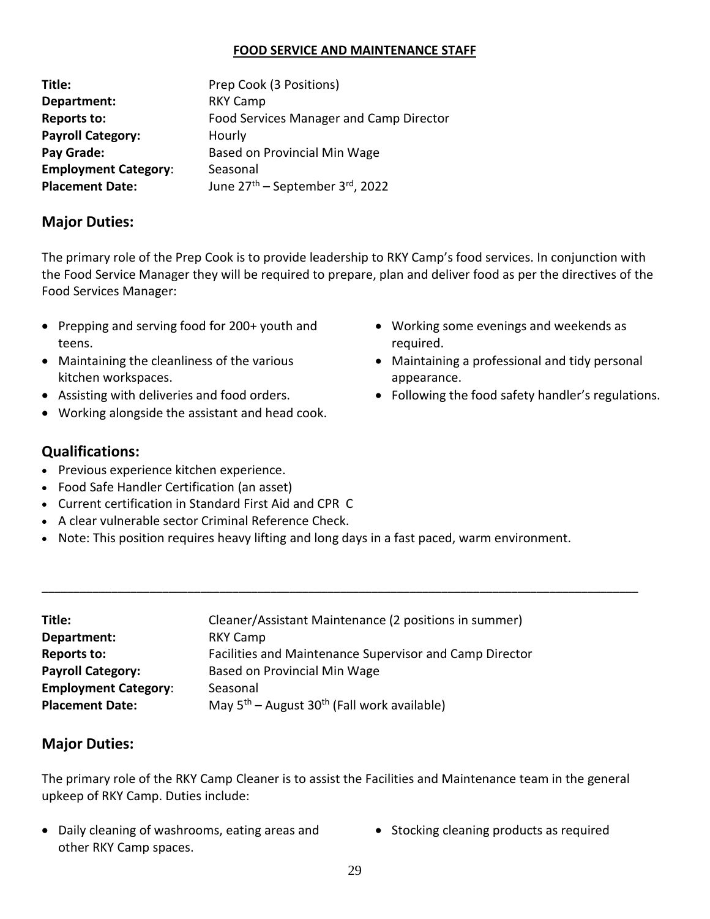**FOOD SERVICE AND MAINTENANCE STAFF**

**Title:** Prep Cook (3 Positions)
**Department:** RKY Camp
**Reports to:** Food Services Manager and Camp Director
**Payroll Category:** Hourly
**Pay Grade:** Based on Provincial Min Wage
**Employment Category**: Seasonal
**Placement Date:** June 27th – September 3rd, 2022

## Major Duties:

The primary role of the Prep Cook is to provide leadership to RKY Camp's food services. In conjunction with the Food Service Manager they will be required to prepare, plan and deliver food as per the directives of the Food Services Manager:

- Prepping and serving food for 200+ youth and teens.
- Maintaining the cleanliness of the various kitchen workspaces.
- Assisting with deliveries and food orders.
- Working alongside the assistant and head cook.
- Working some evenings and weekends as required.
- Maintaining a professional and tidy personal appearance.
- Following the food safety handler's regulations.

## Qualifications:

- Previous experience kitchen experience.
- Food Safe Handler Certification (an asset)
- Current certification in Standard First Aid and CPR C
- A clear vulnerable sector Criminal Reference Check.
- Note: This position requires heavy lifting and long days in a fast paced, warm environment.

---

**Title:** Cleaner/Assistant Maintenance (2 positions in summer)
**Department:** RKY Camp
**Reports to:** Facilities and Maintenance Supervisor and Camp Director
**Payroll Category:** Based on Provincial Min Wage
**Employment Category**: Seasonal
**Placement Date:** May 5th – August 30th (Fall work available)

## Major Duties:

The primary role of the RKY Camp Cleaner is to assist the Facilities and Maintenance team in the general upkeep of RKY Camp. Duties include:

- Daily cleaning of washrooms, eating areas and other RKY Camp spaces.
- Stocking cleaning products as required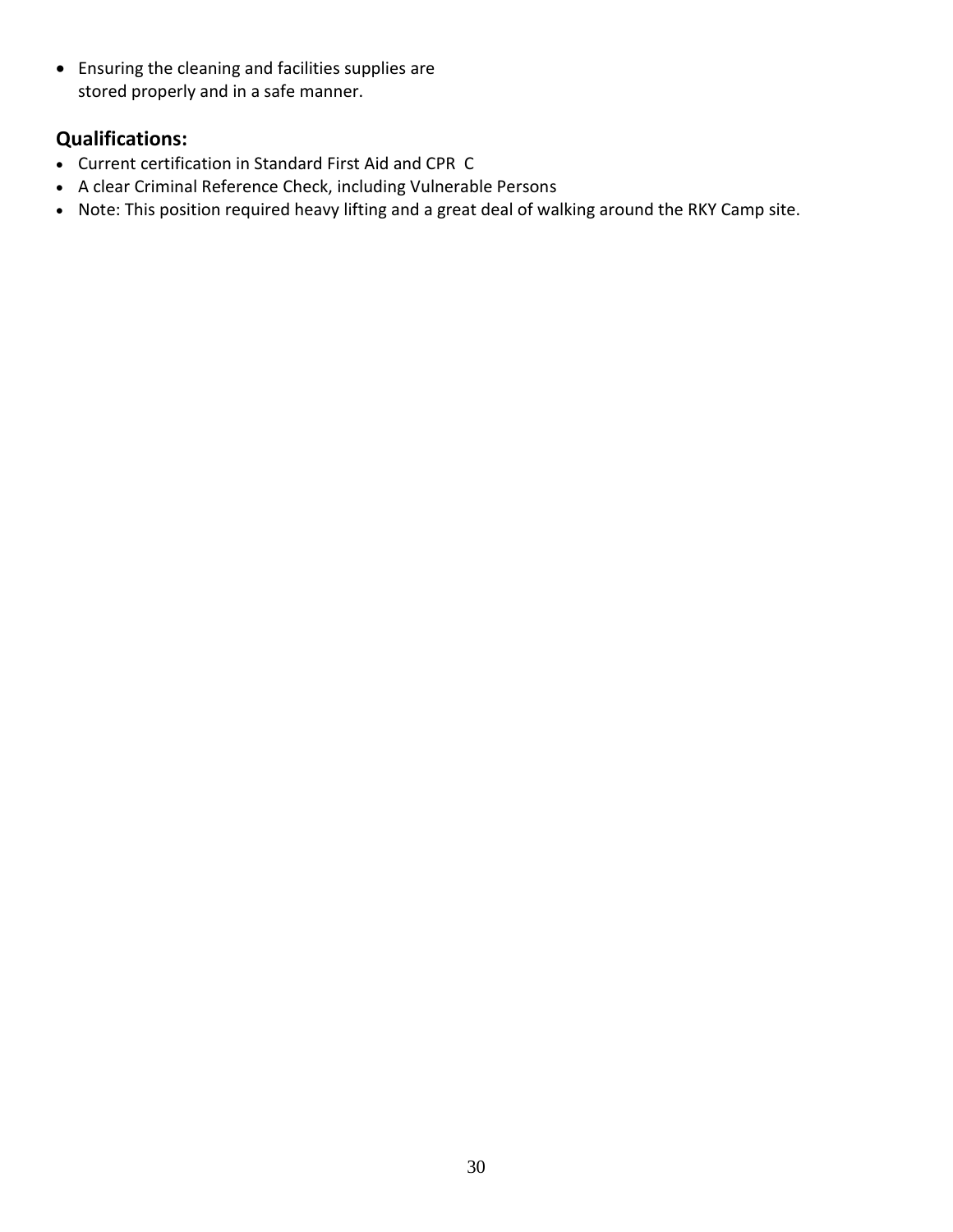- Ensuring the cleaning and facilities supplies are stored properly and in a safe manner.

## Qualifications:

- Current certification in Standard First Aid and CPR C
- A clear Criminal Reference Check, including Vulnerable Persons
- Note: This position required heavy lifting and a great deal of walking around the RKY Camp site.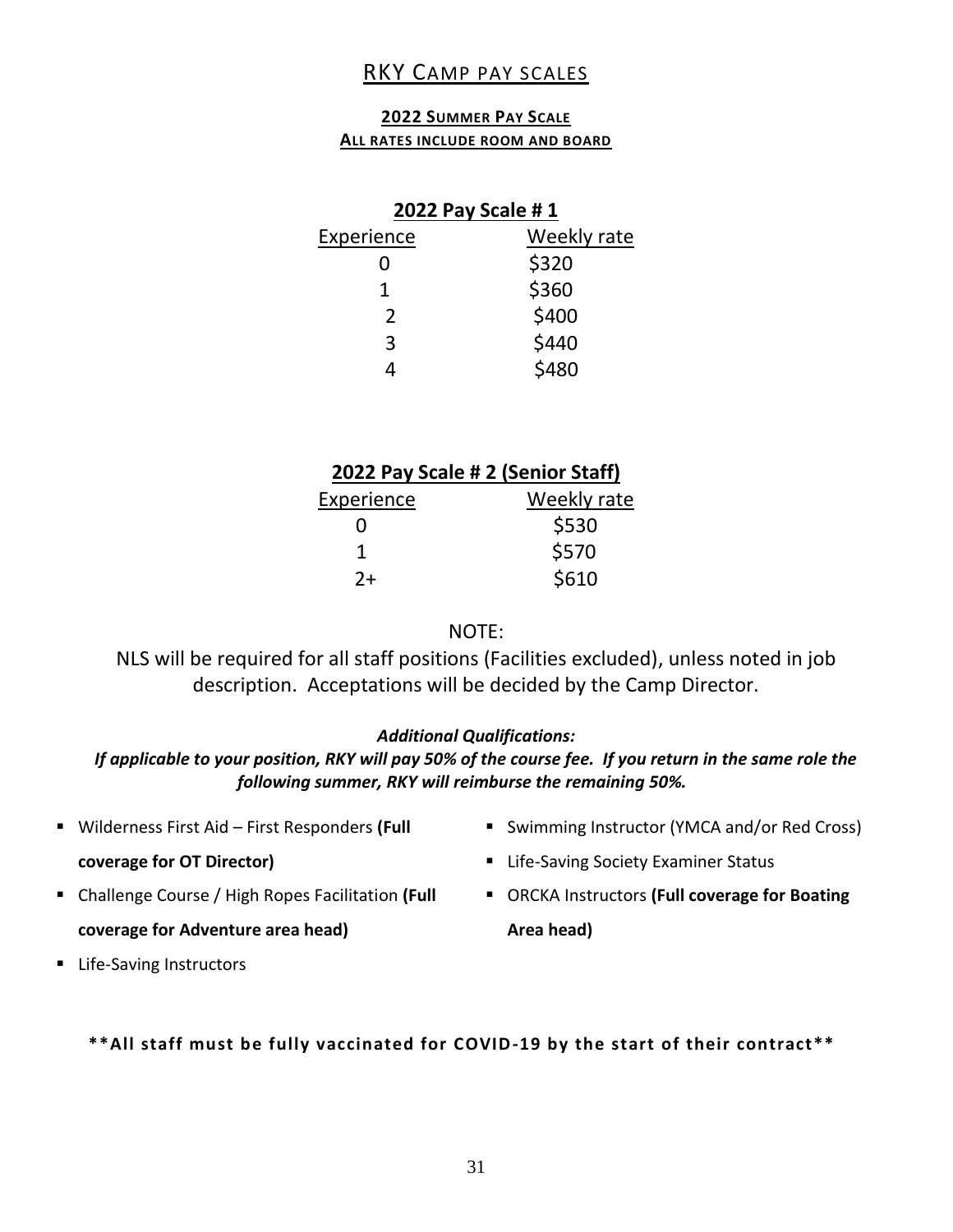# RKY CAMP PAY SCALES

**2022 SUMMER PAY SCALE**
**ALL RATES INCLUDE ROOM AND BOARD**

**2022 Pay Scale # 1**

| Experience | Weekly rate |
| --- | --- |
| 0 | $320 |
| 1 | $360 |
| 2 | $400 |
| 3 | $440 |
| 4 | $480 |

**2022 Pay Scale # 2 (Senior Staff)**

| Experience | Weekly rate |
| --- | --- |
| 0 | $530 |
| 1 | $570 |
| 2+ | $610 |

NOTE:

NLS will be required for all staff positions (Facilities excluded), unless noted in job description. Acceptations will be decided by the Camp Director.

***Additional Qualifications:***

***If applicable to your position, RKY will pay 50% of the course fee. If you return in the same role the following summer, RKY will reimburse the remaining 50%.***

- Wilderness First Aid – First Responders **(Full coverage for OT Director)**
- Challenge Course / High Ropes Facilitation **(Full coverage for Adventure area head)**
- Life-Saving Instructors
- Swimming Instructor (YMCA and/or Red Cross)
- Life-Saving Society Examiner Status
- ORCKA Instructors **(Full coverage for Boating Area head)**

**\*\*All staff must be fully vaccinated for COVID-19 by the start of their contract\*\***